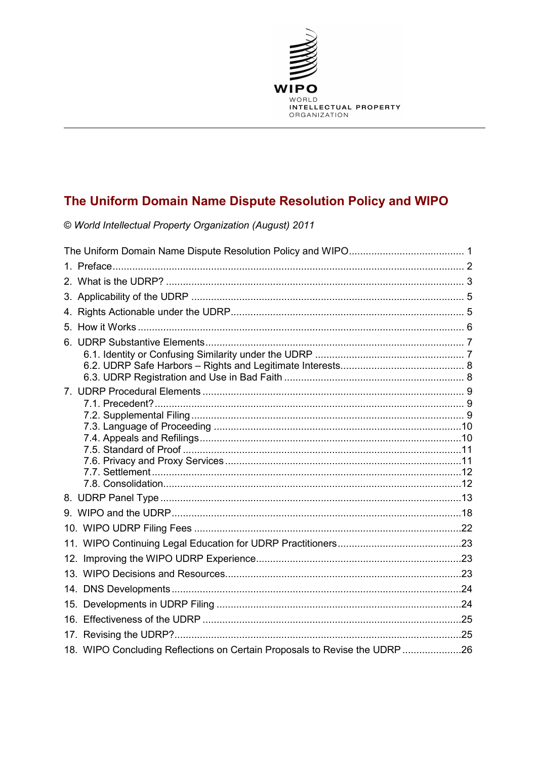WIPO
WORLD
INTELLECTUAL PROPERTY
ORGANIZATION

# The Uniform Domain Name Dispute Resolution Policy and WIPO

*© World Intellectual Property Organization (August) 2011*

The Uniform Domain Name Dispute Resolution Policy and WIPO ........................................ 1

1. Preface ........................................................................................................................ 2
2. What is the UDRP? ..................................................................................................... 3
3. Applicability of the UDRP ............................................................................................ 5
4. Rights Actionable under the UDRP .............................................................................. 5
5. How it Works ............................................................................................................... 6
6. UDRP Substantive Elements ....................................................................................... 7
   - 6.1. Identity or Confusing Similarity under the UDRP ................................................. 7
   - 6.2. UDRP Safe Harbors – Rights and Legitimate Interests ......................................... 8
   - 6.3. UDRP Registration and Use in Bad Faith ............................................................ 8
7. UDRP Procedural Elements ........................................................................................ 9
   - 7.1. Precedent? ......................................................................................................... 9
   - 7.2. Supplemental Filing ............................................................................................ 9
   - 7.3. Language of Proceeding .................................................................................... 10
   - 7.4. Appeals and Refilings ......................................................................................... 10
   - 7.5. Standard of Proof ............................................................................................... 11
   - 7.6. Privacy and Proxy Services ................................................................................ 11
   - 7.7. Settlement .......................................................................................................... 12
   - 7.8. Consolidation ..................................................................................................... 12
8. UDRP Panel Type ....................................................................................................... 13
9. WIPO and the UDRP ................................................................................................... 18
10. WIPO UDRP Filing Fees ........................................................................................... 22
11. WIPO Continuing Legal Education for UDRP Practitioners ........................................ 23
12. Improving the WIPO UDRP Experience ..................................................................... 23
13. WIPO Decisions and Resources ................................................................................ 23
14. DNS Developments ................................................................................................... 24
15. Developments in UDRP Filing ................................................................................... 24
16. Effectiveness of the UDRP ........................................................................................ 25
17. Revising the UDRP? .................................................................................................. 25
18. WIPO Concluding Reflections on Certain Proposals to Revise the UDRP ................... 26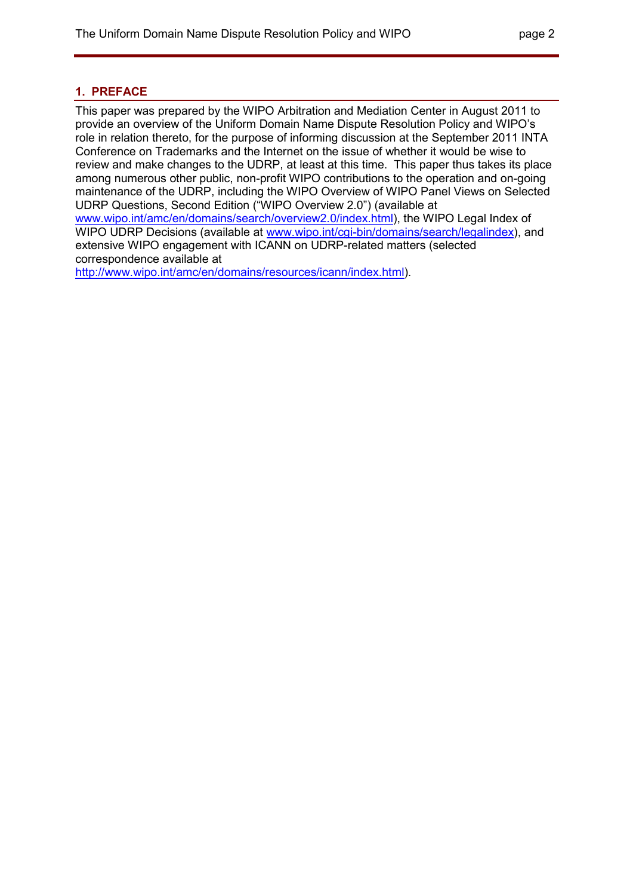## 1. PREFACE

This paper was prepared by the WIPO Arbitration and Mediation Center in August 2011 to provide an overview of the Uniform Domain Name Dispute Resolution Policy and WIPO's role in relation thereto, for the purpose of informing discussion at the September 2011 INTA Conference on Trademarks and the Internet on the issue of whether it would be wise to review and make changes to the UDRP, at least at this time. This paper thus takes its place among numerous other public, non-profit WIPO contributions to the operation and on-going maintenance of the UDRP, including the WIPO Overview of WIPO Panel Views on Selected UDRP Questions, Second Edition ("WIPO Overview 2.0") (available at www.wipo.int/amc/en/domains/search/overview2.0/index.html), the WIPO Legal Index of WIPO UDRP Decisions (available at www.wipo.int/cgi-bin/domains/search/legalindex), and extensive WIPO engagement with ICANN on UDRP-related matters (selected correspondence available at http://www.wipo.int/amc/en/domains/resources/icann/index.html).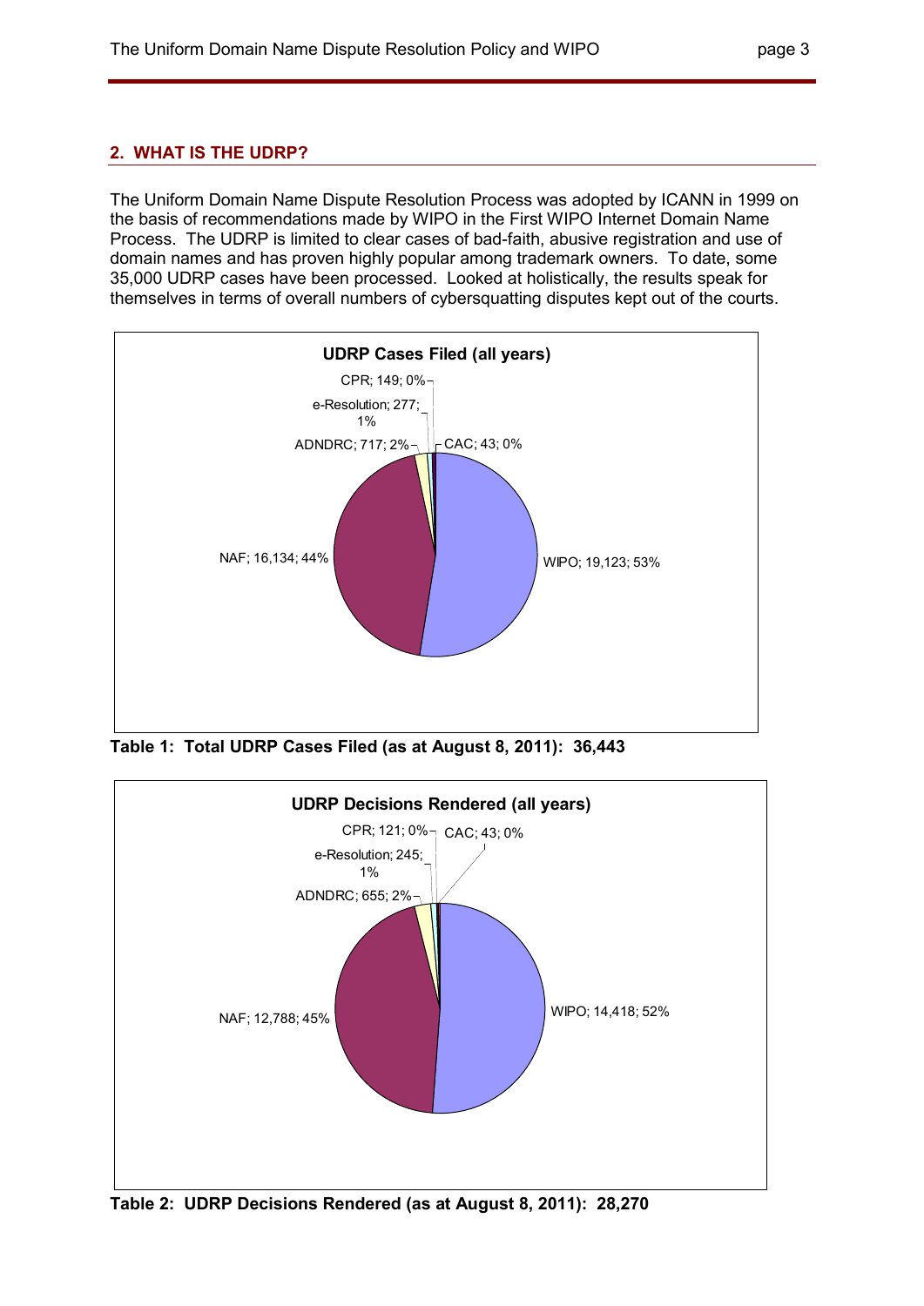## 2. WHAT IS THE UDRP?

The Uniform Domain Name Dispute Resolution Process was adopted by ICANN in 1999 on the basis of recommendations made by WIPO in the First WIPO Internet Domain Name Process. The UDRP is limited to clear cases of bad-faith, abusive registration and use of domain names and has proven highly popular among trademark owners. To date, some 35,000 UDRP cases have been processed. Looked at holistically, the results speak for themselves in terms of overall numbers of cybersquatting disputes kept out of the courts.

**UDRP Cases Filed (all years)**

| Provider | Cases | Share |
| --- | --- | --- |
| WIPO | 19,123 | 53% |
| NAF | 16,134 | 44% |
| ADNDRC | 717 | 2% |
| e-Resolution | 277 | 1% |
| CPR | 149 | 0% |
| CAC | 43 | 0% |

**Table 1: Total UDRP Cases Filed (as at August 8, 2011): 36,443**

**UDRP Decisions Rendered (all years)**

| Provider | Decisions | Share |
| --- | --- | --- |
| WIPO | 14,418 | 52% |
| NAF | 12,788 | 45% |
| ADNDRC | 655 | 2% |
| e-Resolution | 245 | 1% |
| CPR | 121 | 0% |
| CAC | 43 | 0% |

**Table 2: UDRP Decisions Rendered (as at August 8, 2011): 28,270**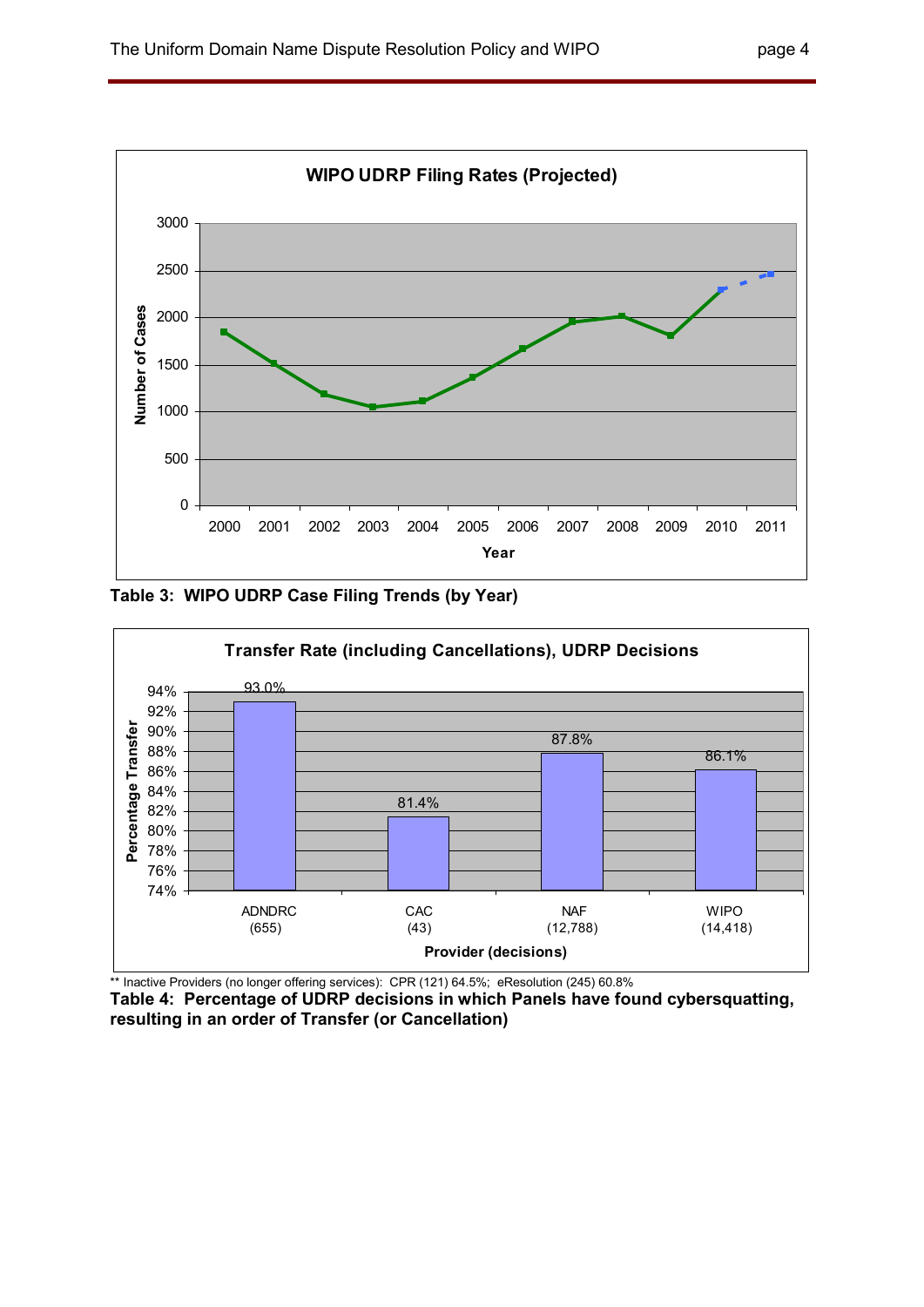**WIPO UDRP Filing Rates (Projected)**

**Table 3: WIPO UDRP Case Filing Trends (by Year)**

**Transfer Rate (including Cancellations), UDRP Decisions**

| Provider (decisions) | Percentage Transfer |
|---|---|
| ADNDRC (655) | 93.0% |
| CAC (43) | 81.4% |
| NAF (12,788) | 87.8% |
| WIPO (14,418) | 86.1% |

** Inactive Providers (no longer offering services): CPR (121) 64.5%; eResolution (245) 60.8%

**Table 4: Percentage of UDRP decisions in which Panels have found cybersquatting, resulting in an order of Transfer (or Cancellation)**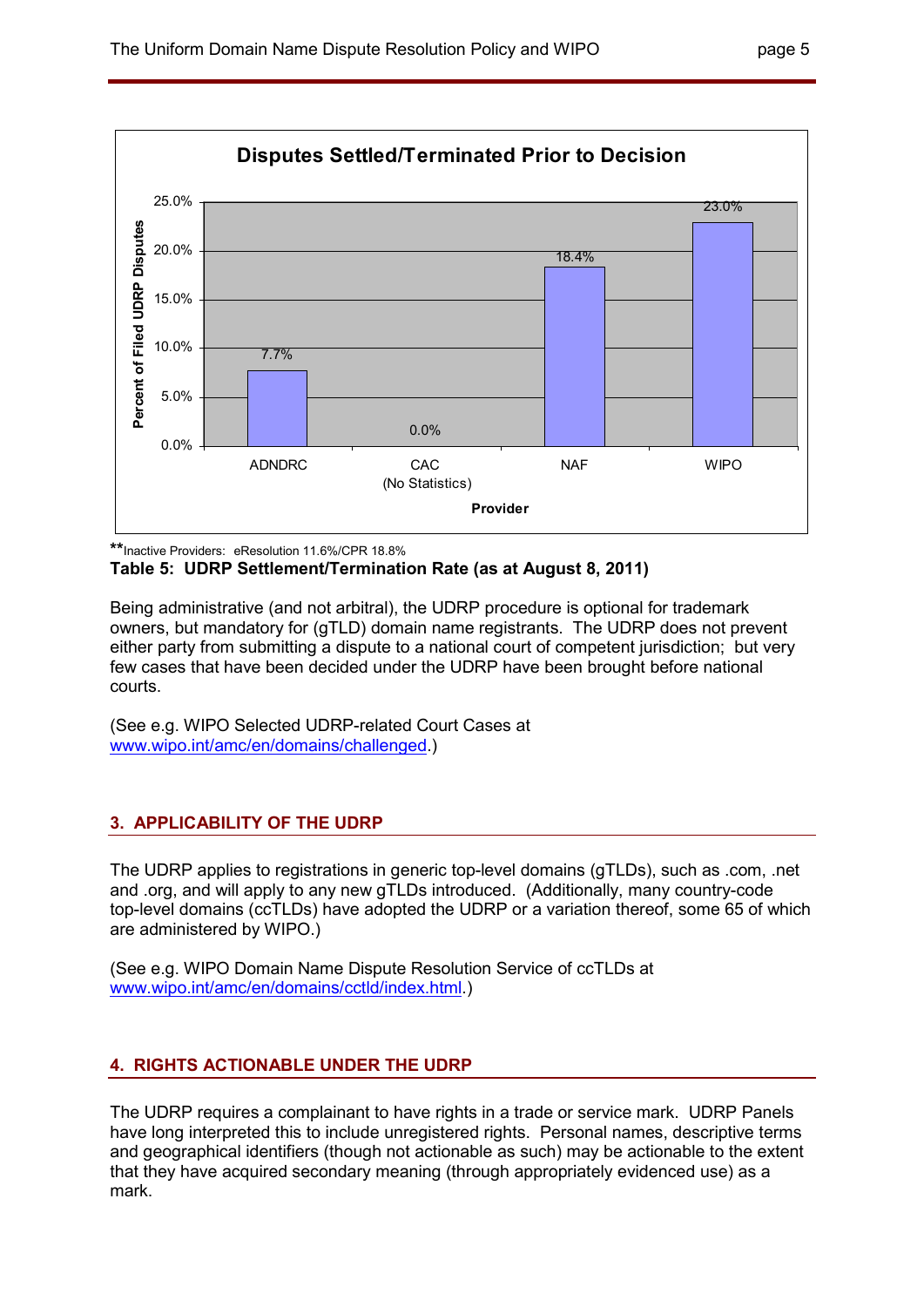**Disputes Settled/Terminated Prior to Decision**

| Provider | Percent of Filed UDRP Disputes |
|---|---|
| ADNDRC | 7.7% |
| CAC (No Statistics) | 0.0% |
| NAF | 18.4% |
| WIPO | 23.0% |

**Inactive Providers: eResolution 11.6%/CPR 18.8%

**Table 5: UDRP Settlement/Termination Rate (as at August 8, 2011)**

Being administrative (and not arbitral), the UDRP procedure is optional for trademark owners, but mandatory for (gTLD) domain name registrants. The UDRP does not prevent either party from submitting a dispute to a national court of competent jurisdiction; but very few cases that have been decided under the UDRP have been brought before national courts.

(See e.g. WIPO Selected UDRP-related Court Cases at www.wipo.int/amc/en/domains/challenged.)

## 3. APPLICABILITY OF THE UDRP

The UDRP applies to registrations in generic top-level domains (gTLDs), such as .com, .net and .org, and will apply to any new gTLDs introduced. (Additionally, many country-code top-level domains (ccTLDs) have adopted the UDRP or a variation thereof, some 65 of which are administered by WIPO.)

(See e.g. WIPO Domain Name Dispute Resolution Service of ccTLDs at www.wipo.int/amc/en/domains/cctld/index.html.)

## 4. RIGHTS ACTIONABLE UNDER THE UDRP

The UDRP requires a complainant to have rights in a trade or service mark. UDRP Panels have long interpreted this to include unregistered rights. Personal names, descriptive terms and geographical identifiers (though not actionable as such) may be actionable to the extent that they have acquired secondary meaning (through appropriately evidenced use) as a mark.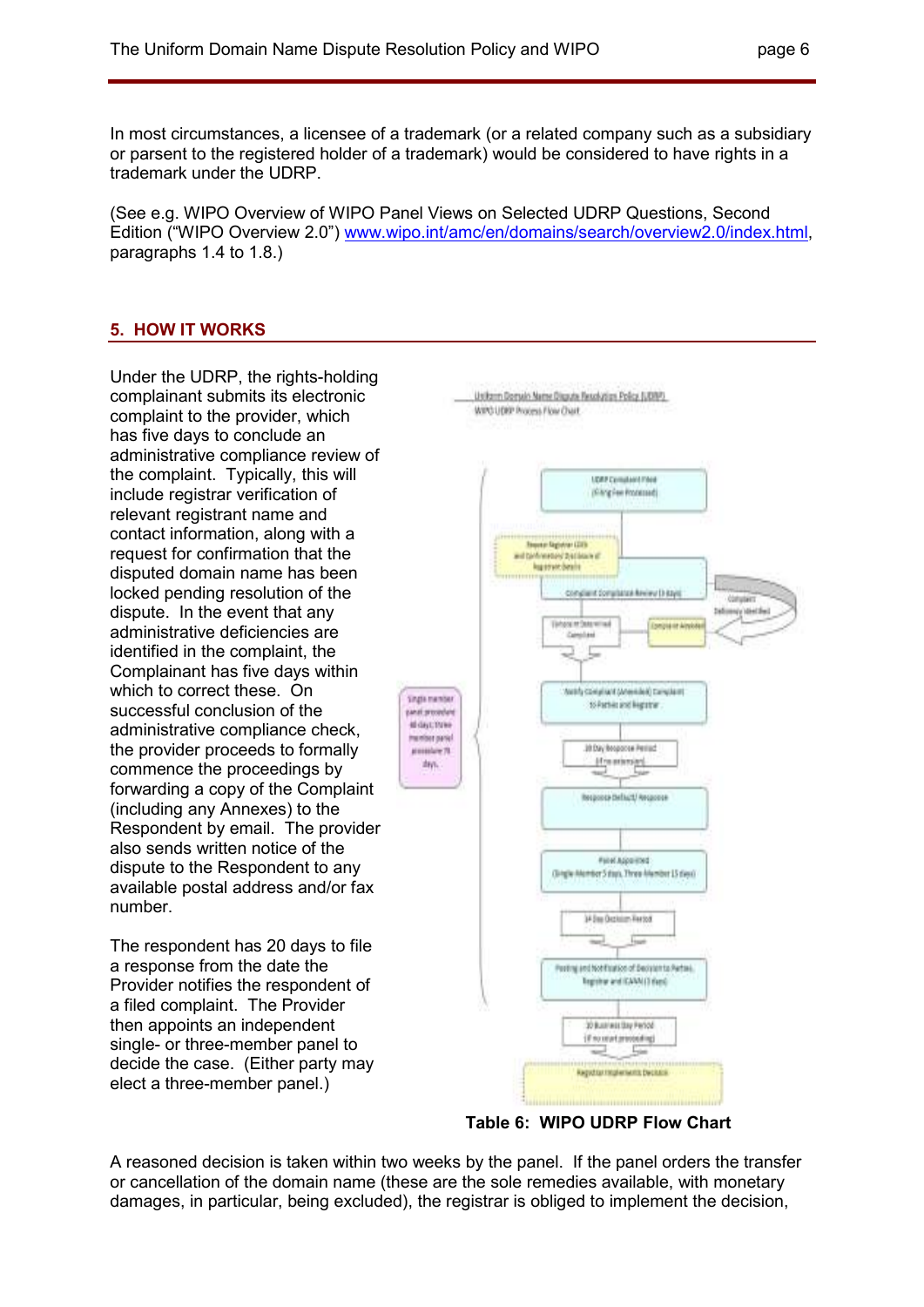In most circumstances, a licensee of a trademark (or a related company such as a subsidiary or parsent to the registered holder of a trademark) would be considered to have rights in a trademark under the UDRP.

(See e.g. WIPO Overview of WIPO Panel Views on Selected UDRP Questions, Second Edition ("WIPO Overview 2.0") www.wipo.int/amc/en/domains/search/overview2.0/index.html, paragraphs 1.4 to 1.8.)

## 5. HOW IT WORKS

Under the UDRP, the rights-holding complainant submits its electronic complaint to the provider, which has five days to conclude an administrative compliance review of the complaint. Typically, this will include registrar verification of relevant registrant name and contact information, along with a request for confirmation that the disputed domain name has been locked pending resolution of the dispute. In the event that any administrative deficiencies are identified in the complaint, the Complainant has five days within which to correct these. On successful conclusion of the administrative compliance check, the provider proceeds to formally commence the proceedings by forwarding a copy of the Complaint (including any Annexes) to the Respondent by email. The provider also sends written notice of the dispute to the Respondent to any available postal address and/or fax number.

The respondent has 20 days to file a response from the date the Provider notifies the respondent of a filed complaint. The Provider then appoints an independent single- or three-member panel to decide the case. (Either party may elect a three-member panel.)

**Table 6: WIPO UDRP Flow Chart**

A reasoned decision is taken within two weeks by the panel. If the panel orders the transfer or cancellation of the domain name (these are the sole remedies available, with monetary damages, in particular, being excluded), the registrar is obliged to implement the decision,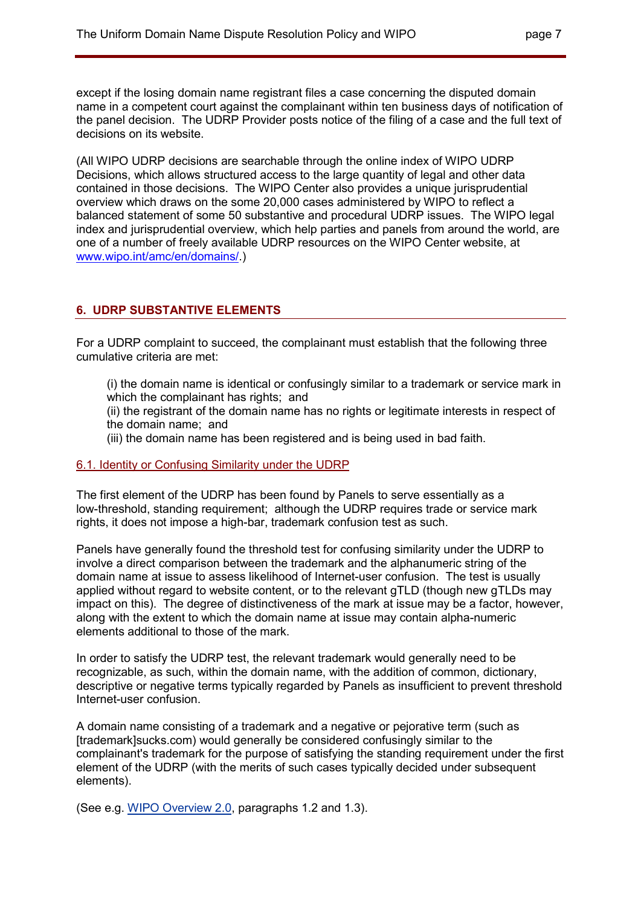except if the losing domain name registrant files a case concerning the disputed domain name in a competent court against the complainant within ten business days of notification of the panel decision. The UDRP Provider posts notice of the filing of a case and the full text of decisions on its website.

(All WIPO UDRP decisions are searchable through the online index of WIPO UDRP Decisions, which allows structured access to the large quantity of legal and other data contained in those decisions. The WIPO Center also provides a unique jurisprudential overview which draws on the some 20,000 cases administered by WIPO to reflect a balanced statement of some 50 substantive and procedural UDRP issues. The WIPO legal index and jurisprudential overview, which help parties and panels from around the world, are one of a number of freely available UDRP resources on the WIPO Center website, at www.wipo.int/amc/en/domains/.)

## 6. UDRP SUBSTANTIVE ELEMENTS

For a UDRP complaint to succeed, the complainant must establish that the following three cumulative criteria are met:

(i) the domain name is identical or confusingly similar to a trademark or service mark in which the complainant has rights; and
(ii) the registrant of the domain name has no rights or legitimate interests in respect of the domain name; and
(iii) the domain name has been registered and is being used in bad faith.

### 6.1. Identity or Confusing Similarity under the UDRP

The first element of the UDRP has been found by Panels to serve essentially as a low-threshold, standing requirement; although the UDRP requires trade or service mark rights, it does not impose a high-bar, trademark confusion test as such.

Panels have generally found the threshold test for confusing similarity under the UDRP to involve a direct comparison between the trademark and the alphanumeric string of the domain name at issue to assess likelihood of Internet-user confusion. The test is usually applied without regard to website content, or to the relevant gTLD (though new gTLDs may impact on this). The degree of distinctiveness of the mark at issue may be a factor, however, along with the extent to which the domain name at issue may contain alpha-numeric elements additional to those of the mark.

In order to satisfy the UDRP test, the relevant trademark would generally need to be recognizable, as such, within the domain name, with the addition of common, dictionary, descriptive or negative terms typically regarded by Panels as insufficient to prevent threshold Internet-user confusion.

A domain name consisting of a trademark and a negative or pejorative term (such as [trademark]sucks.com) would generally be considered confusingly similar to the complainant's trademark for the purpose of satisfying the standing requirement under the first element of the UDRP (with the merits of such cases typically decided under subsequent elements).

(See e.g. WIPO Overview 2.0, paragraphs 1.2 and 1.3).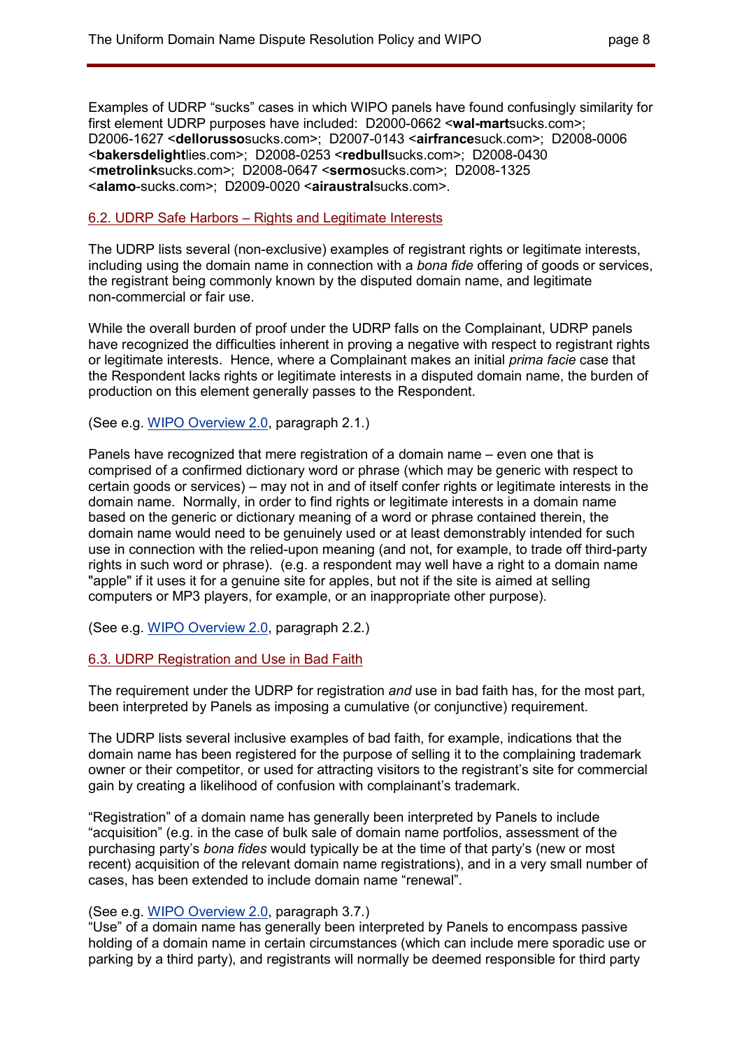Examples of UDRP "sucks" cases in which WIPO panels have found confusingly similarity for first element UDRP purposes have included: D2000-0662 <**wal-mart**sucks.com>; D2006-1627 <**dellorusso**sucks.com>; D2007-0143 <**airfrance**suck.com>; D2008-0006 <**bakersdelight**lies.com>; D2008-0253 <**redbull**sucks.com>; D2008-0430 <**metrolink**sucks.com>; D2008-0647 <**sermo**sucks.com>; D2008-1325 <**alamo**-sucks.com>; D2009-0020 <**airaustral**sucks.com>.

## 6.2. UDRP Safe Harbors – Rights and Legitimate Interests

The UDRP lists several (non-exclusive) examples of registrant rights or legitimate interests, including using the domain name in connection with a *bona fide* offering of goods or services, the registrant being commonly known by the disputed domain name, and legitimate non-commercial or fair use.

While the overall burden of proof under the UDRP falls on the Complainant, UDRP panels have recognized the difficulties inherent in proving a negative with respect to registrant rights or legitimate interests. Hence, where a Complainant makes an initial *prima facie* case that the Respondent lacks rights or legitimate interests in a disputed domain name, the burden of production on this element generally passes to the Respondent.

(See e.g. WIPO Overview 2.0, paragraph 2.1.)

Panels have recognized that mere registration of a domain name – even one that is comprised of a confirmed dictionary word or phrase (which may be generic with respect to certain goods or services) – may not in and of itself confer rights or legitimate interests in the domain name. Normally, in order to find rights or legitimate interests in a domain name based on the generic or dictionary meaning of a word or phrase contained therein, the domain name would need to be genuinely used or at least demonstrably intended for such use in connection with the relied-upon meaning (and not, for example, to trade off third-party rights in such word or phrase). (e.g. a respondent may well have a right to a domain name "apple" if it uses it for a genuine site for apples, but not if the site is aimed at selling computers or MP3 players, for example, or an inappropriate other purpose).

(See e.g. WIPO Overview 2.0, paragraph 2.2.)

## 6.3. UDRP Registration and Use in Bad Faith

The requirement under the UDRP for registration *and* use in bad faith has, for the most part, been interpreted by Panels as imposing a cumulative (or conjunctive) requirement.

The UDRP lists several inclusive examples of bad faith, for example, indications that the domain name has been registered for the purpose of selling it to the complaining trademark owner or their competitor, or used for attracting visitors to the registrant's site for commercial gain by creating a likelihood of confusion with complainant's trademark.

"Registration" of a domain name has generally been interpreted by Panels to include "acquisition" (e.g. in the case of bulk sale of domain name portfolios, assessment of the purchasing party's *bona fides* would typically be at the time of that party's (new or most recent) acquisition of the relevant domain name registrations), and in a very small number of cases, has been extended to include domain name "renewal".

(See e.g. WIPO Overview 2.0, paragraph 3.7.)

"Use" of a domain name has generally been interpreted by Panels to encompass passive holding of a domain name in certain circumstances (which can include mere sporadic use or parking by a third party), and registrants will normally be deemed responsible for third party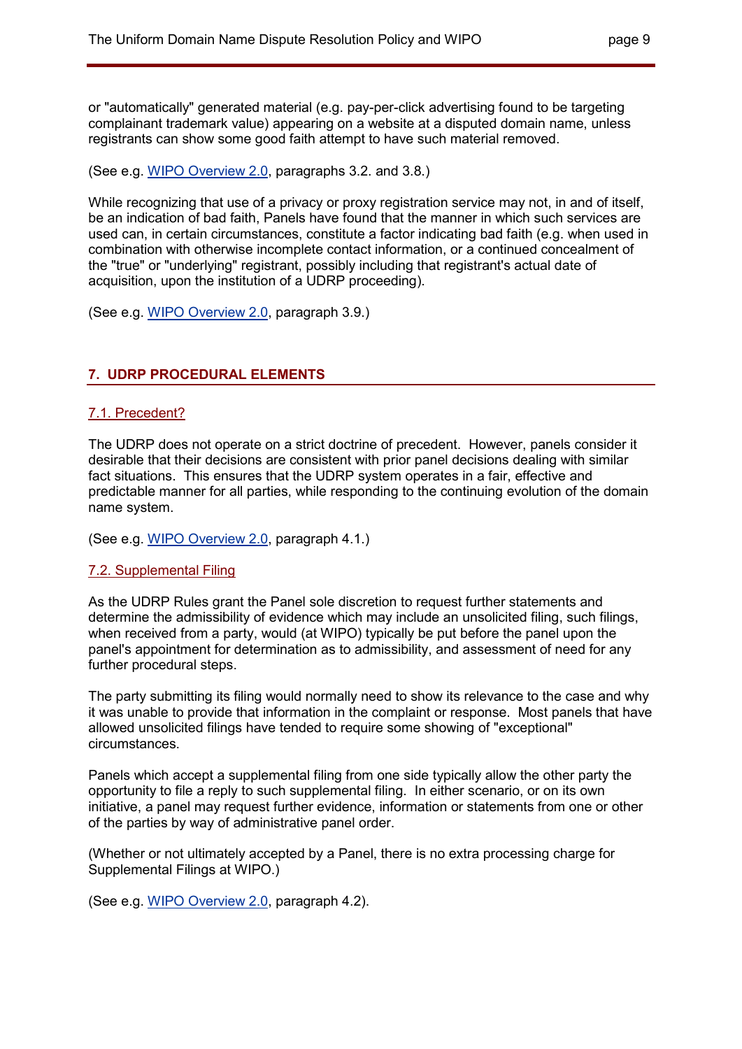or "automatically" generated material (e.g. pay-per-click advertising found to be targeting complainant trademark value) appearing on a website at a disputed domain name, unless registrants can show some good faith attempt to have such material removed.

(See e.g. [WIPO Overview 2.0](), paragraphs 3.2. and 3.8.)

While recognizing that use of a privacy or proxy registration service may not, in and of itself, be an indication of bad faith, Panels have found that the manner in which such services are used can, in certain circumstances, constitute a factor indicating bad faith (e.g. when used in combination with otherwise incomplete contact information, or a continued concealment of the "true" or "underlying" registrant, possibly including that registrant's actual date of acquisition, upon the institution of a UDRP proceeding).

(See e.g. [WIPO Overview 2.0](), paragraph 3.9.)

## 7. UDRP PROCEDURAL ELEMENTS

### 7.1. Precedent?

The UDRP does not operate on a strict doctrine of precedent. However, panels consider it desirable that their decisions are consistent with prior panel decisions dealing with similar fact situations. This ensures that the UDRP system operates in a fair, effective and predictable manner for all parties, while responding to the continuing evolution of the domain name system.

(See e.g. [WIPO Overview 2.0](), paragraph 4.1.)

### 7.2. Supplemental Filing

As the UDRP Rules grant the Panel sole discretion to request further statements and determine the admissibility of evidence which may include an unsolicited filing, such filings, when received from a party, would (at WIPO) typically be put before the panel upon the panel's appointment for determination as to admissibility, and assessment of need for any further procedural steps.

The party submitting its filing would normally need to show its relevance to the case and why it was unable to provide that information in the complaint or response. Most panels that have allowed unsolicited filings have tended to require some showing of "exceptional" circumstances.

Panels which accept a supplemental filing from one side typically allow the other party the opportunity to file a reply to such supplemental filing. In either scenario, or on its own initiative, a panel may request further evidence, information or statements from one or other of the parties by way of administrative panel order.

(Whether or not ultimately accepted by a Panel, there is no extra processing charge for Supplemental Filings at WIPO.)

(See e.g. [WIPO Overview 2.0](), paragraph 4.2).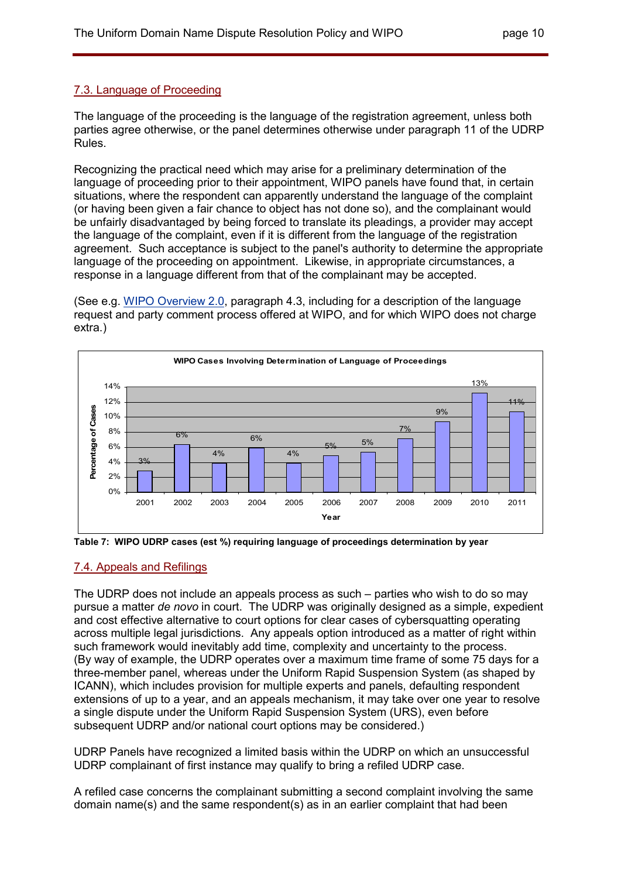### 7.3. Language of Proceeding

The language of the proceeding is the language of the registration agreement, unless both parties agree otherwise, or the panel determines otherwise under paragraph 11 of the UDRP Rules.

Recognizing the practical need which may arise for a preliminary determination of the language of proceeding prior to their appointment, WIPO panels have found that, in certain situations, where the respondent can apparently understand the language of the complaint (or having been given a fair chance to object has not done so), and the complainant would be unfairly disadvantaged by being forced to translate its pleadings, a provider may accept the language of the complaint, even if it is different from the language of the registration agreement. Such acceptance is subject to the panel's authority to determine the appropriate language of the proceeding on appointment. Likewise, in appropriate circumstances, a response in a language different from that of the complainant may be accepted.

(See e.g. WIPO Overview 2.0, paragraph 4.3, including for a description of the language request and party comment process offered at WIPO, and for which WIPO does not charge extra.)

**WIPO Cases Involving Determination of Language of Proceedings**

| Year | Percentage of Cases |
|---|---|
| 2001 | 3% |
| 2002 | 6% |
| 2003 | 4% |
| 2004 | 6% |
| 2005 | 4% |
| 2006 | 5% |
| 2007 | 5% |
| 2008 | 7% |
| 2009 | 9% |
| 2010 | 13% |
| 2011 | 11% |

**Table 7: WIPO UDRP cases (est %) requiring language of proceedings determination by year**

### 7.4. Appeals and Refilings

The UDRP does not include an appeals process as such – parties who wish to do so may pursue a matter *de novo* in court. The UDRP was originally designed as a simple, expedient and cost effective alternative to court options for clear cases of cybersquatting operating across multiple legal jurisdictions. Any appeals option introduced as a matter of right within such framework would inevitably add time, complexity and uncertainty to the process. (By way of example, the UDRP operates over a maximum time frame of some 75 days for a three-member panel, whereas under the Uniform Rapid Suspension System (as shaped by ICANN), which includes provision for multiple experts and panels, defaulting respondent extensions of up to a year, and an appeals mechanism, it may take over one year to resolve a single dispute under the Uniform Rapid Suspension System (URS), even before subsequent UDRP and/or national court options may be considered.)

UDRP Panels have recognized a limited basis within the UDRP on which an unsuccessful UDRP complainant of first instance may qualify to bring a refiled UDRP case.

A refiled case concerns the complainant submitting a second complaint involving the same domain name(s) and the same respondent(s) as in an earlier complaint that had been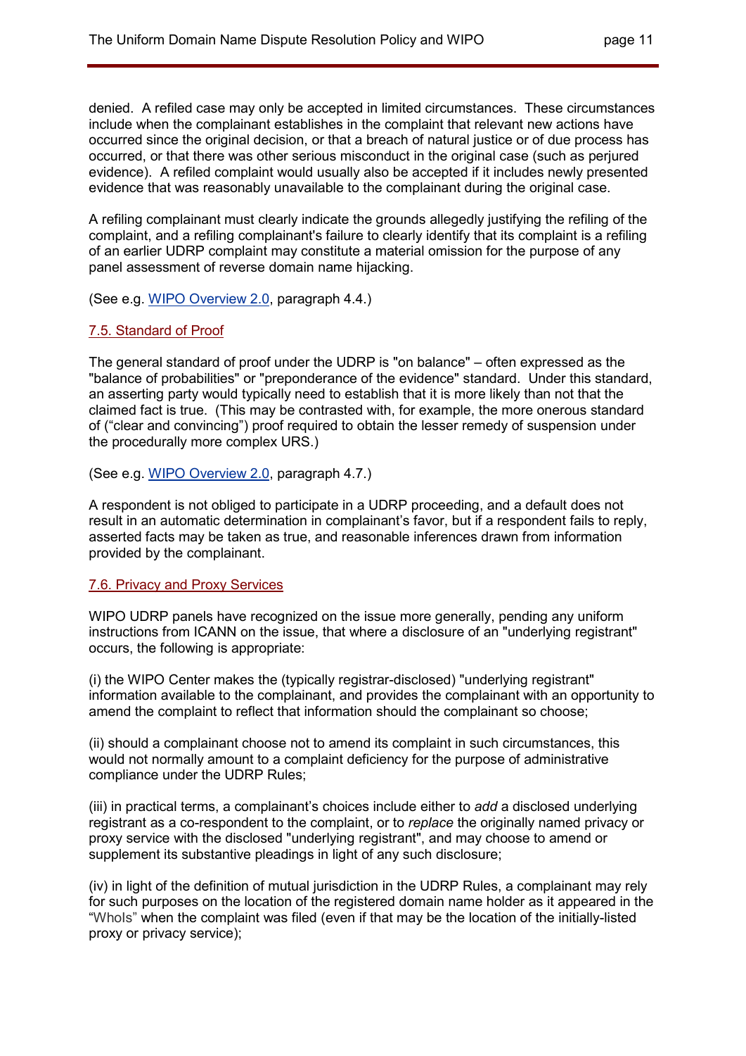denied. A refiled case may only be accepted in limited circumstances. These circumstances include when the complainant establishes in the complaint that relevant new actions have occurred since the original decision, or that a breach of natural justice or of due process has occurred, or that there was other serious misconduct in the original case (such as perjured evidence). A refiled complaint would usually also be accepted if it includes newly presented evidence that was reasonably unavailable to the complainant during the original case.

A refiling complainant must clearly indicate the grounds allegedly justifying the refiling of the complaint, and a refiling complainant's failure to clearly identify that its complaint is a refiling of an earlier UDRP complaint may constitute a material omission for the purpose of any panel assessment of reverse domain name hijacking.

(See e.g. WIPO Overview 2.0, paragraph 4.4.)

## 7.5. Standard of Proof

The general standard of proof under the UDRP is "on balance" – often expressed as the "balance of probabilities" or "preponderance of the evidence" standard. Under this standard, an asserting party would typically need to establish that it is more likely than not that the claimed fact is true. (This may be contrasted with, for example, the more onerous standard of ("clear and convincing") proof required to obtain the lesser remedy of suspension under the procedurally more complex URS.)

(See e.g. WIPO Overview 2.0, paragraph 4.7.)

A respondent is not obliged to participate in a UDRP proceeding, and a default does not result in an automatic determination in complainant's favor, but if a respondent fails to reply, asserted facts may be taken as true, and reasonable inferences drawn from information provided by the complainant.

## 7.6. Privacy and Proxy Services

WIPO UDRP panels have recognized on the issue more generally, pending any uniform instructions from ICANN on the issue, that where a disclosure of an "underlying registrant" occurs, the following is appropriate:

(i) the WIPO Center makes the (typically registrar-disclosed) "underlying registrant" information available to the complainant, and provides the complainant with an opportunity to amend the complaint to reflect that information should the complainant so choose;

(ii) should a complainant choose not to amend its complaint in such circumstances, this would not normally amount to a complaint deficiency for the purpose of administrative compliance under the UDRP Rules;

(iii) in practical terms, a complainant's choices include either to *add* a disclosed underlying registrant as a co-respondent to the complaint, or to *replace* the originally named privacy or proxy service with the disclosed "underlying registrant", and may choose to amend or supplement its substantive pleadings in light of any such disclosure;

(iv) in light of the definition of mutual jurisdiction in the UDRP Rules, a complainant may rely for such purposes on the location of the registered domain name holder as it appeared in the "WhoIs" when the complaint was filed (even if that may be the location of the initially-listed proxy or privacy service);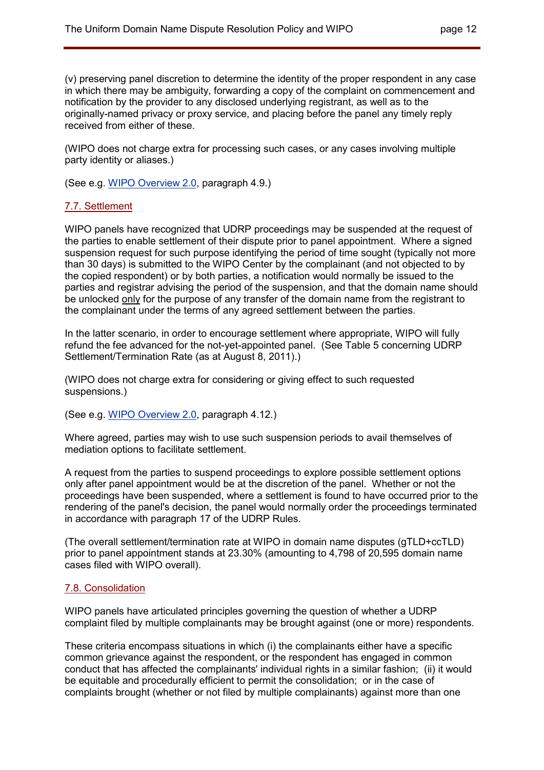(v) preserving panel discretion to determine the identity of the proper respondent in any case in which there may be ambiguity, forwarding a copy of the complaint on commencement and notification by the provider to any disclosed underlying registrant, as well as to the originally-named privacy or proxy service, and placing before the panel any timely reply received from either of these.

(WIPO does not charge extra for processing such cases, or any cases involving multiple party identity or aliases.)

(See e.g. WIPO Overview 2.0, paragraph 4.9.)

### 7.7. Settlement

WIPO panels have recognized that UDRP proceedings may be suspended at the request of the parties to enable settlement of their dispute prior to panel appointment. Where a signed suspension request for such purpose identifying the period of time sought (typically not more than 30 days) is submitted to the WIPO Center by the complainant (and not objected to by the copied respondent) or by both parties, a notification would normally be issued to the parties and registrar advising the period of the suspension, and that the domain name should be unlocked <u>only</u> for the purpose of any transfer of the domain name from the registrant to the complainant under the terms of any agreed settlement between the parties.

In the latter scenario, in order to encourage settlement where appropriate, WIPO will fully refund the fee advanced for the not-yet-appointed panel. (See Table 5 concerning UDRP Settlement/Termination Rate (as at August 8, 2011).)

(WIPO does not charge extra for considering or giving effect to such requested suspensions.)

(See e.g. WIPO Overview 2.0, paragraph 4.12.)

Where agreed, parties may wish to use such suspension periods to avail themselves of mediation options to facilitate settlement.

A request from the parties to suspend proceedings to explore possible settlement options only after panel appointment would be at the discretion of the panel. Whether or not the proceedings have been suspended, where a settlement is found to have occurred prior to the rendering of the panel's decision, the panel would normally order the proceedings terminated in accordance with paragraph 17 of the UDRP Rules.

(The overall settlement/termination rate at WIPO in domain name disputes (gTLD+ccTLD) prior to panel appointment stands at 23.30% (amounting to 4,798 of 20,595 domain name cases filed with WIPO overall).

### 7.8. Consolidation

WIPO panels have articulated principles governing the question of whether a UDRP complaint filed by multiple complainants may be brought against (one or more) respondents.

These criteria encompass situations in which (i) the complainants either have a specific common grievance against the respondent, or the respondent has engaged in common conduct that has affected the complainants' individual rights in a similar fashion; (ii) it would be equitable and procedurally efficient to permit the consolidation; or in the case of complaints brought (whether or not filed by multiple complainants) against more than one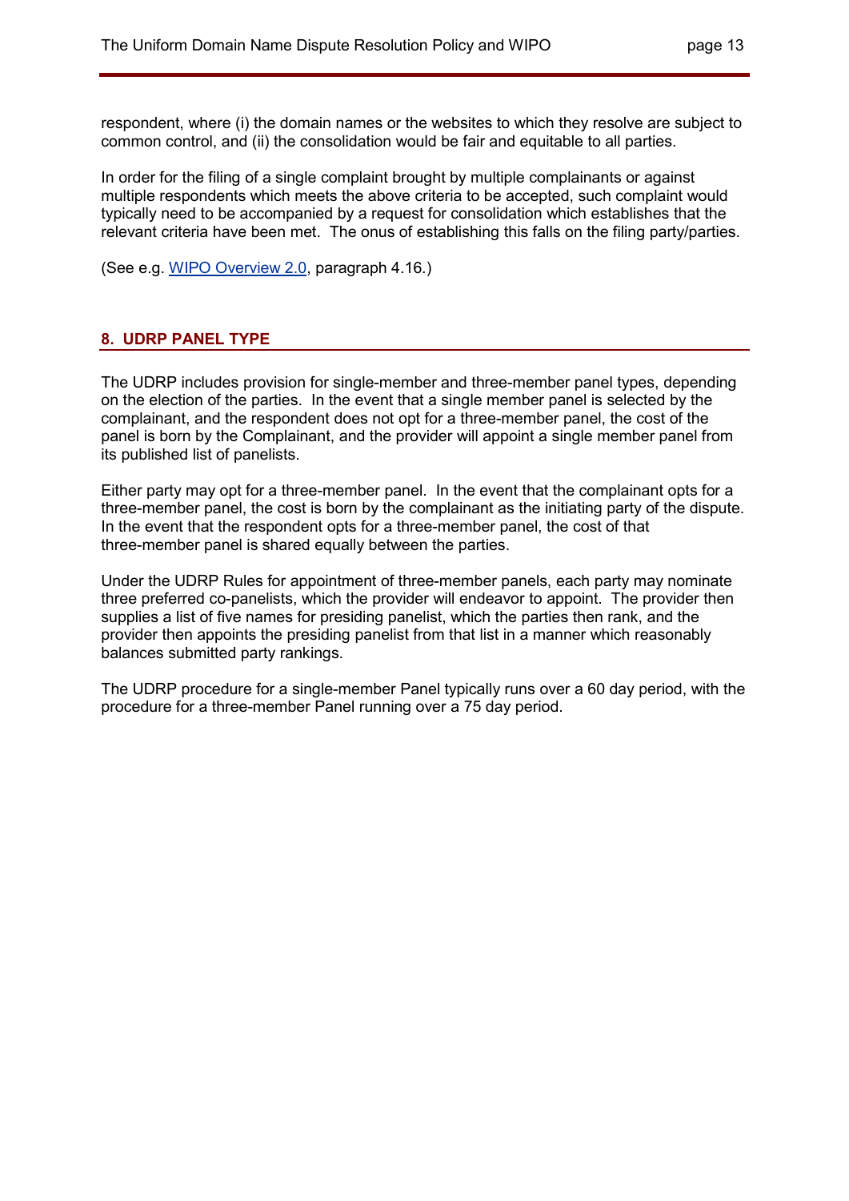respondent, where (i) the domain names or the websites to which they resolve are subject to common control, and (ii) the consolidation would be fair and equitable to all parties.

In order for the filing of a single complaint brought by multiple complainants or against multiple respondents which meets the above criteria to be accepted, such complaint would typically need to be accompanied by a request for consolidation which establishes that the relevant criteria have been met. The onus of establishing this falls on the filing party/parties.

(See e.g. WIPO Overview 2.0, paragraph 4.16.)

## 8. UDRP PANEL TYPE

The UDRP includes provision for single-member and three-member panel types, depending on the election of the parties. In the event that a single member panel is selected by the complainant, and the respondent does not opt for a three-member panel, the cost of the panel is born by the Complainant, and the provider will appoint a single member panel from its published list of panelists.

Either party may opt for a three-member panel. In the event that the complainant opts for a three-member panel, the cost is born by the complainant as the initiating party of the dispute. In the event that the respondent opts for a three-member panel, the cost of that three-member panel is shared equally between the parties.

Under the UDRP Rules for appointment of three-member panels, each party may nominate three preferred co-panelists, which the provider will endeavor to appoint. The provider then supplies a list of five names for presiding panelist, which the parties then rank, and the provider then appoints the presiding panelist from that list in a manner which reasonably balances submitted party rankings.

The UDRP procedure for a single-member Panel typically runs over a 60 day period, with the procedure for a three-member Panel running over a 75 day period.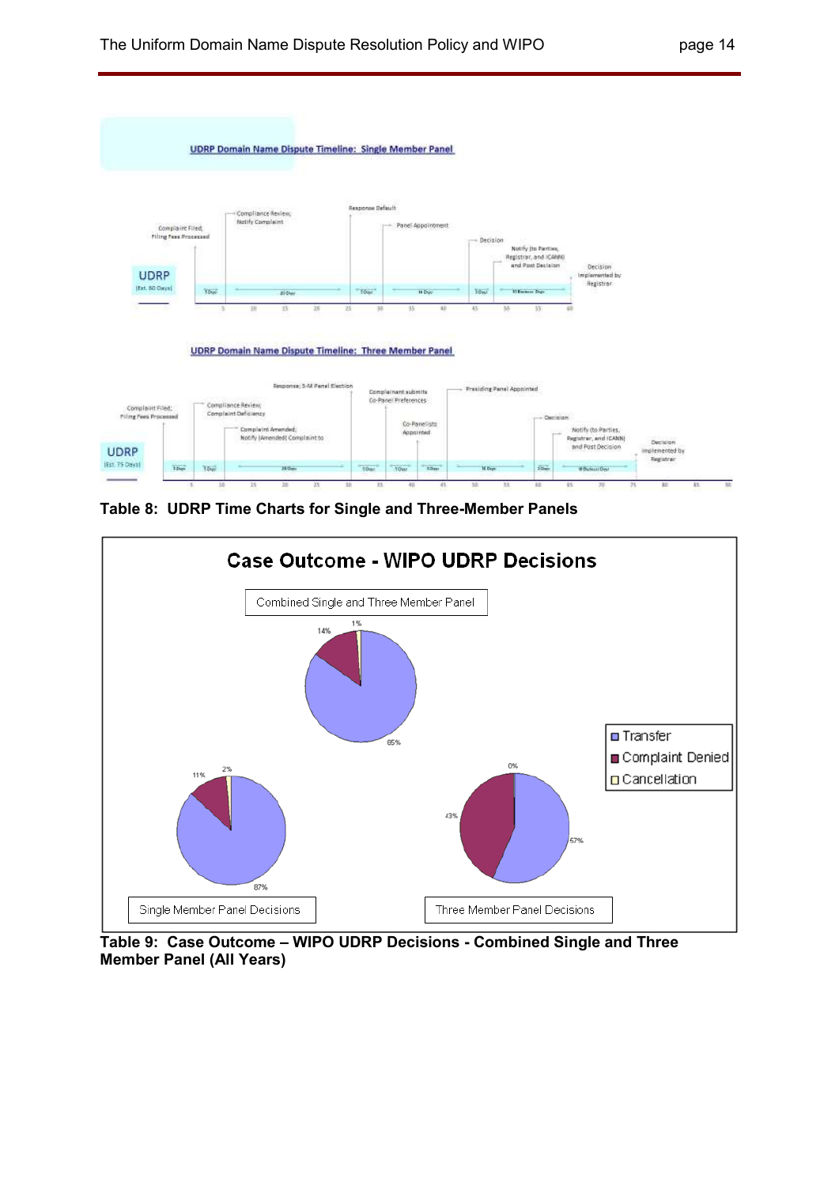**UDRP Domain Name Dispute Timeline: Single Member Panel**

**UDRP Domain Name Dispute Timeline: Three Member Panel**

**Table 8: UDRP Time Charts for Single and Three-Member Panels**

**Case Outcome - WIPO UDRP Decisions**

**Table 9: Case Outcome – WIPO UDRP Decisions - Combined Single and Three Member Panel (All Years)**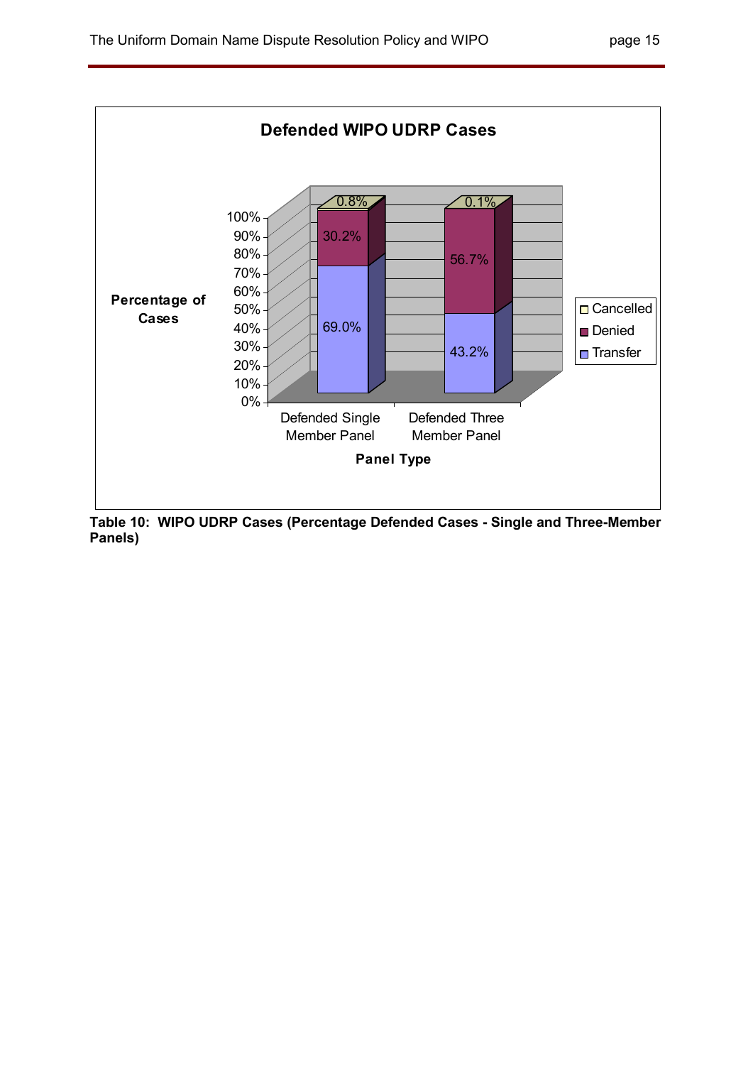**Defended WIPO UDRP Cases**

| Panel Type | Transfer | Denied | Cancelled |
|---|---|---|---|
| Defended Single Member Panel | 69.0% | 30.2% | 0.8% |
| Defended Three Member Panel | 43.2% | 56.7% | 0.1% |

**Table 10: WIPO UDRP Cases (Percentage Defended Cases - Single and Three-Member Panels)**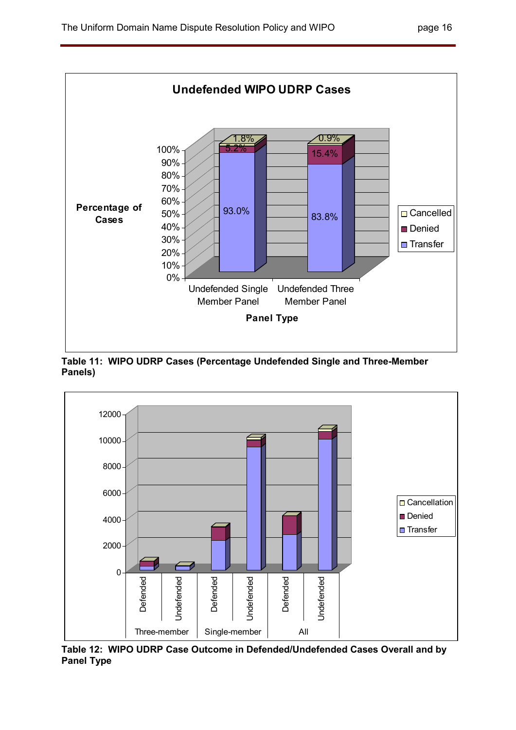**Undefended WIPO UDRP Cases**

| Panel Type | Transfer | Denied | Cancelled |
|---|---|---|---|
| Undefended Single Member Panel | 93.0% | 5.2% | 1.8% |
| Undefended Three Member Panel | 83.8% | 15.4% | 0.9% |

**Table 11: WIPO UDRP Cases (Percentage Undefended Single and Three-Member Panels)**

**Table 12: WIPO UDRP Case Outcome in Defended/Undefended Cases Overall and by Panel Type**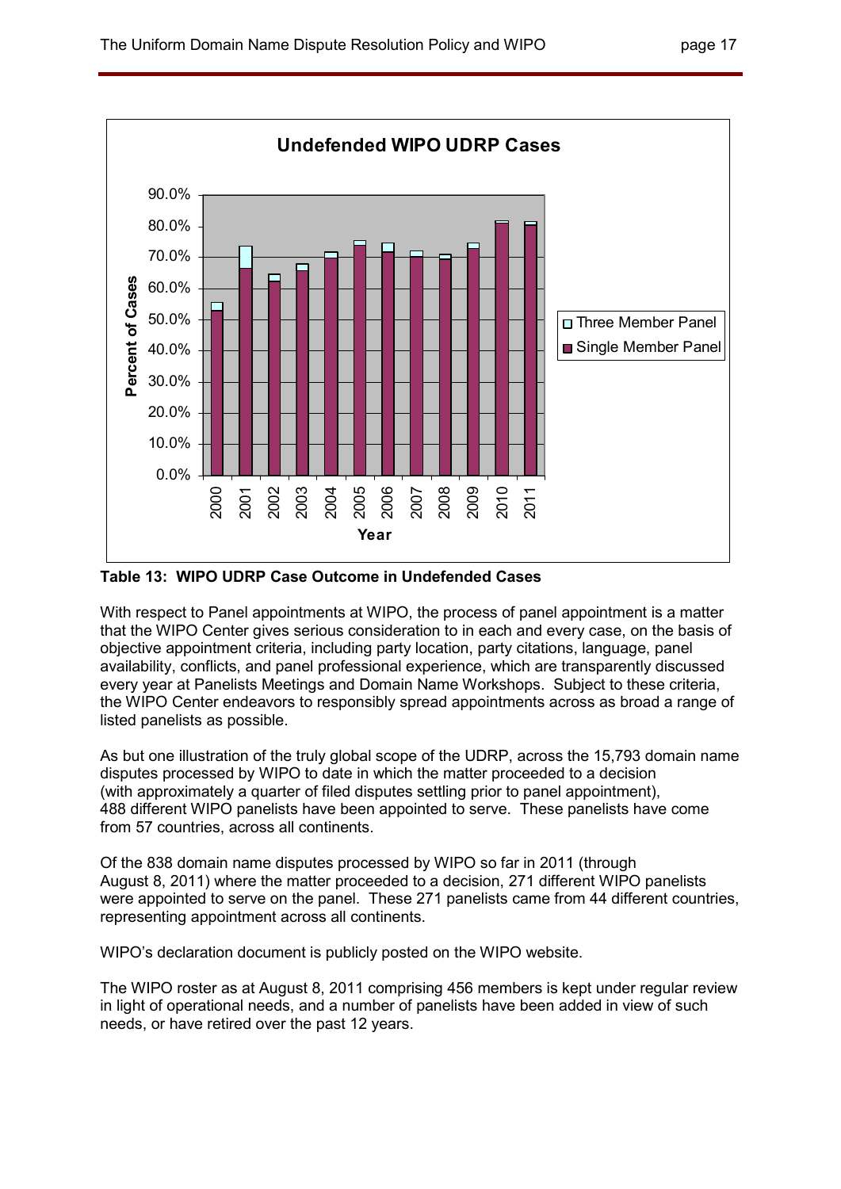**Table 13: WIPO UDRP Case Outcome in Undefended Cases**

With respect to Panel appointments at WIPO, the process of panel appointment is a matter that the WIPO Center gives serious consideration to in each and every case, on the basis of objective appointment criteria, including party location, party citations, language, panel availability, conflicts, and panel professional experience, which are transparently discussed every year at Panelists Meetings and Domain Name Workshops. Subject to these criteria, the WIPO Center endeavors to responsibly spread appointments across as broad a range of listed panelists as possible.

As but one illustration of the truly global scope of the UDRP, across the 15,793 domain name disputes processed by WIPO to date in which the matter proceeded to a decision (with approximately a quarter of filed disputes settling prior to panel appointment), 488 different WIPO panelists have been appointed to serve. These panelists have come from 57 countries, across all continents.

Of the 838 domain name disputes processed by WIPO so far in 2011 (through August 8, 2011) where the matter proceeded to a decision, 271 different WIPO panelists were appointed to serve on the panel. These 271 panelists came from 44 different countries, representing appointment across all continents.

WIPO's declaration document is publicly posted on the WIPO website.

The WIPO roster as at August 8, 2011 comprising 456 members is kept under regular review in light of operational needs, and a number of panelists have been added in view of such needs, or have retired over the past 12 years.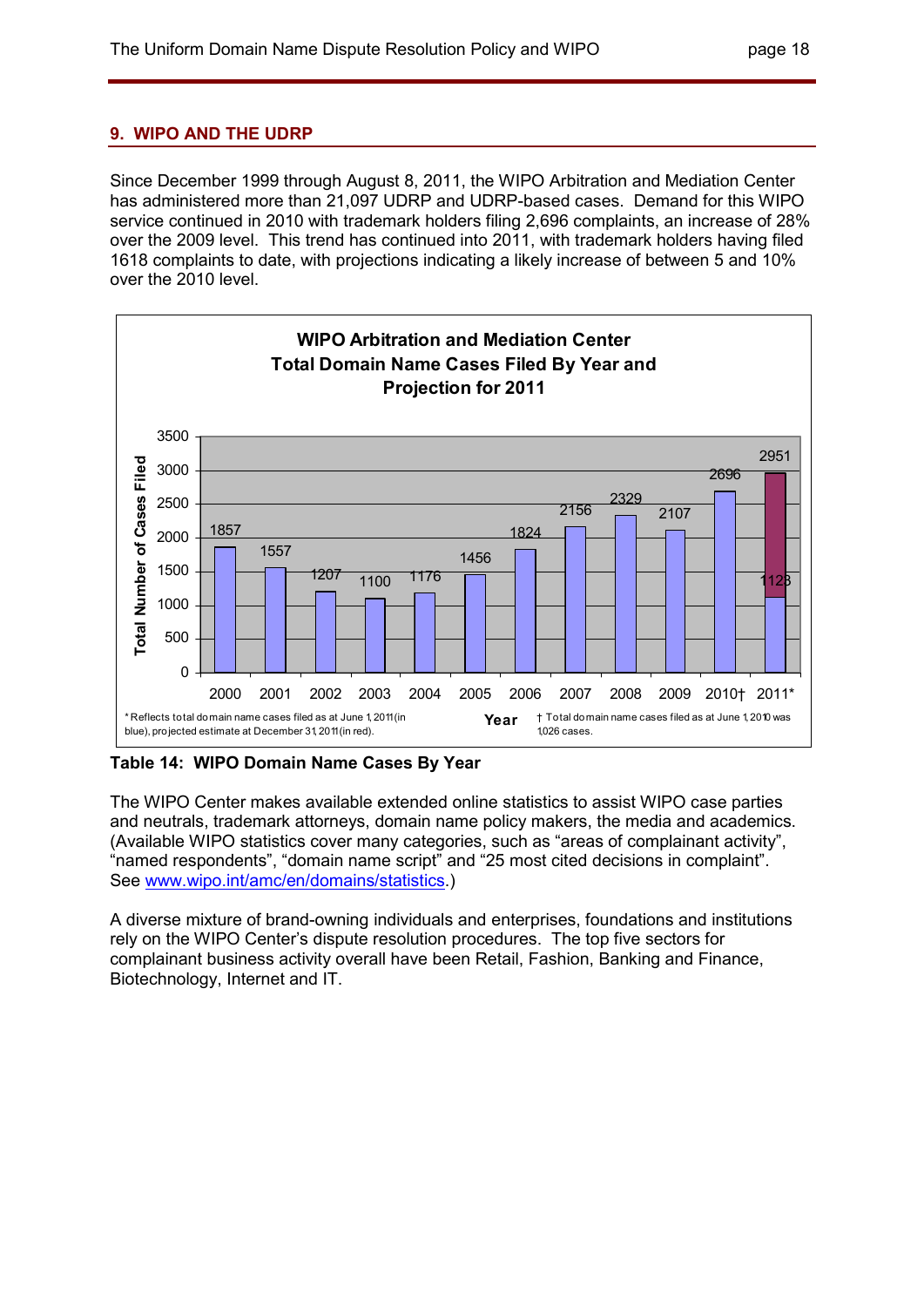## 9. WIPO AND THE UDRP

Since December 1999 through August 8, 2011, the WIPO Arbitration and Mediation Center has administered more than 21,097 UDRP and UDRP-based cases. Demand for this WIPO service continued in 2010 with trademark holders filing 2,696 complaints, an increase of 28% over the 2009 level. This trend has continued into 2011, with trademark holders having filed 1618 complaints to date, with projections indicating a likely increase of between 5 and 10% over the 2010 level.

**WIPO Arbitration and Mediation Center**
**Total Domain Name Cases Filed By Year and Projection for 2011**

| Year | Total Number of Cases Filed |
| --- | --- |
| 2000 | 1857 |
| 2001 | 1557 |
| 2002 | 1207 |
| 2003 | 1100 |
| 2004 | 1176 |
| 2005 | 1456 |
| 2006 | 1824 |
| 2007 | 2156 |
| 2008 | 2329 |
| 2009 | 2107 |
| 2010† | 2696 |
| 2011* | 1123 / 2951 |

\* Reflects total domain name cases filed as at June 1, 2011 (in blue), projected estimate at December 31, 2011 (in red).

† Total domain name cases filed as at June 1, 2010 was 1,026 cases.

**Table 14: WIPO Domain Name Cases By Year**

The WIPO Center makes available extended online statistics to assist WIPO case parties and neutrals, trademark attorneys, domain name policy makers, the media and academics. (Available WIPO statistics cover many categories, such as "areas of complainant activity", "named respondents", "domain name script" and "25 most cited decisions in complaint". See www.wipo.int/amc/en/domains/statistics.)

A diverse mixture of brand-owning individuals and enterprises, foundations and institutions rely on the WIPO Center's dispute resolution procedures. The top five sectors for complainant business activity overall have been Retail, Fashion, Banking and Finance, Biotechnology, Internet and IT.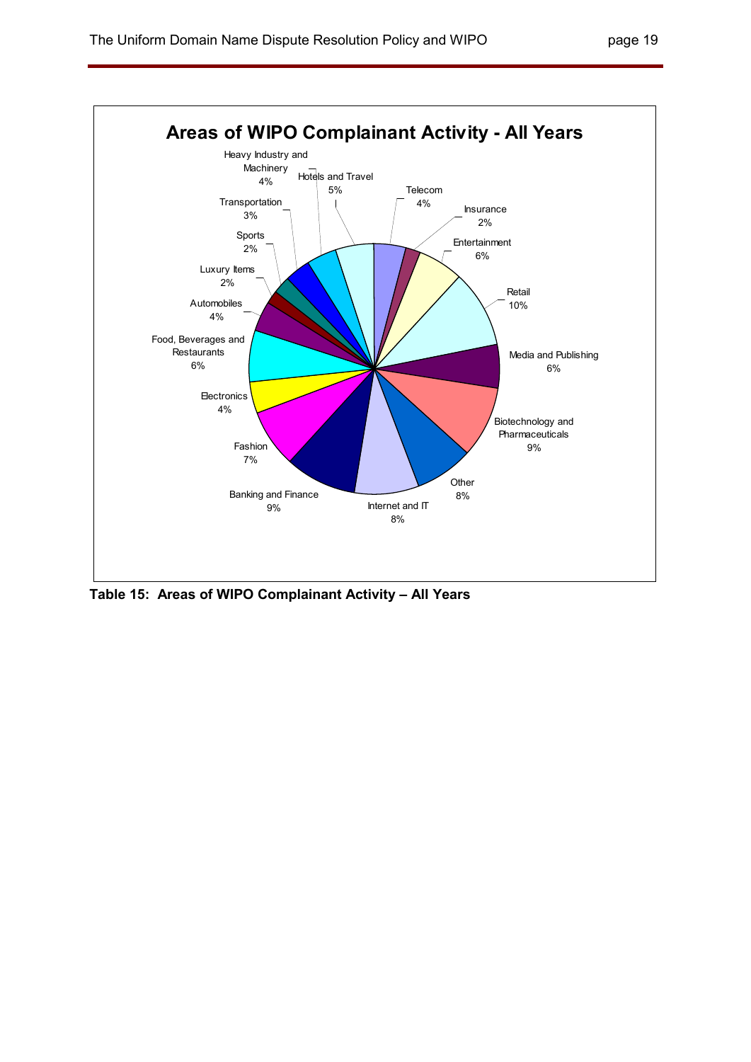## Areas of WIPO Complainant Activity - All Years

| Area | Percentage |
| --- | --- |
| Telecom | 4% |
| Insurance | 2% |
| Entertainment | 6% |
| Retail | 10% |
| Media and Publishing | 6% |
| Biotechnology and Pharmaceuticals | 9% |
| Other | 8% |
| Internet and IT | 8% |
| Banking and Finance | 9% |
| Fashion | 7% |
| Electronics | 4% |
| Food, Beverages and Restaurants | 6% |
| Automobiles | 4% |
| Luxury Items | 2% |
| Sports | 2% |
| Transportation | 3% |
| Heavy Industry and Machinery | 4% |
| Hotels and Travel | 5% |

**Table 15: Areas of WIPO Complainant Activity – All Years**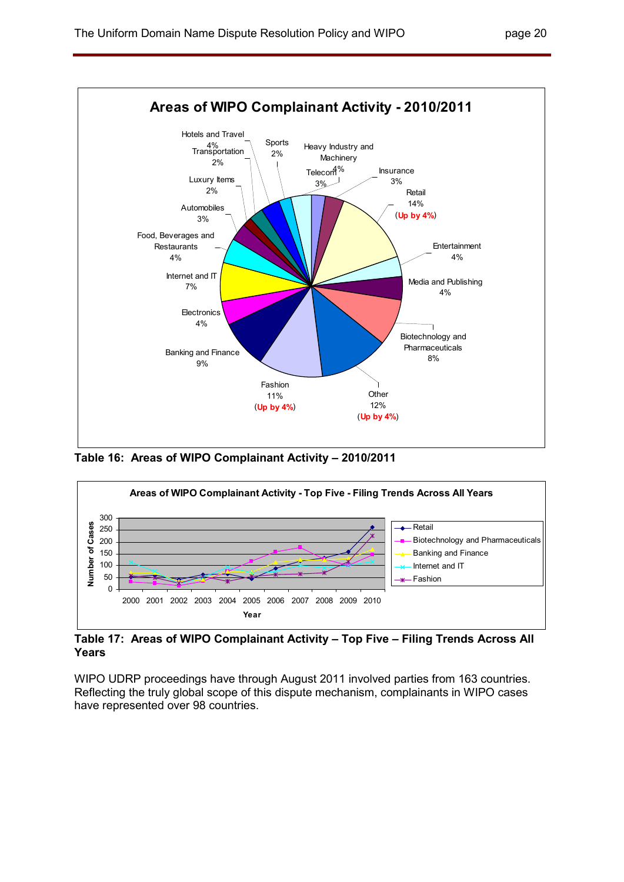**Areas of WIPO Complainant Activity - 2010/2011**

Hotels and Travel 4%
Transportation 2%
Sports 2%
Heavy Industry and Machinery 4%
Telecom 3%
Insurance 3%
Retail 14% (Up by 4%)
Luxury Items 2%
Automobiles 3%
Food, Beverages and Restaurants 4%
Entertainment 4%
Internet and IT 7%
Media and Publishing 4%
Electronics 4%
Biotechnology and Pharmaceuticals 8%
Banking and Finance 9%
Fashion 11% (Up by 4%)
Other 12% (Up by 4%)

**Table 16: Areas of WIPO Complainant Activity – 2010/2011**

**Areas of WIPO Complainant Activity - Top Five - Filing Trends Across All Years**

Number of Cases: 0, 50, 100, 150, 200, 250, 300

Year: 2000, 2001, 2002, 2003, 2004, 2005, 2006, 2007, 2008, 2009, 2010

Legend: Retail; Biotechnology and Pharmaceuticals; Banking and Finance; Internet and IT; Fashion

**Table 17: Areas of WIPO Complainant Activity – Top Five – Filing Trends Across All Years**

WIPO UDRP proceedings have through August 2011 involved parties from 163 countries. Reflecting the truly global scope of this dispute mechanism, complainants in WIPO cases have represented over 98 countries.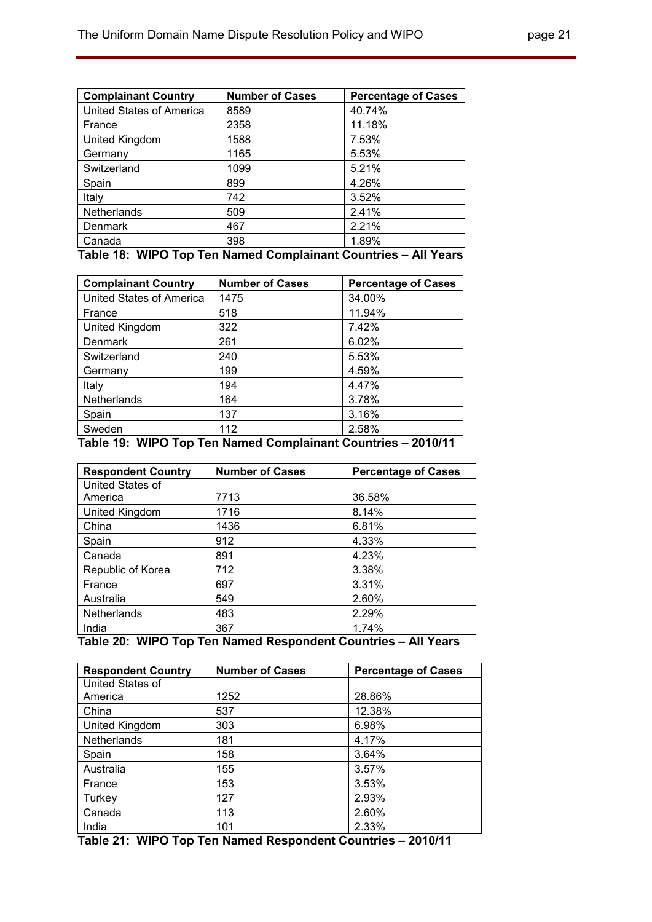| Complainant Country | Number of Cases | Percentage of Cases |
| --- | --- | --- |
| United States of America | 8589 | 40.74% |
| France | 2358 | 11.18% |
| United Kingdom | 1588 | 7.53% |
| Germany | 1165 | 5.53% |
| Switzerland | 1099 | 5.21% |
| Spain | 899 | 4.26% |
| Italy | 742 | 3.52% |
| Netherlands | 509 | 2.41% |
| Denmark | 467 | 2.21% |
| Canada | 398 | 1.89% |

**Table 18: WIPO Top Ten Named Complainant Countries – All Years**

| Complainant Country | Number of Cases | Percentage of Cases |
| --- | --- | --- |
| United States of America | 1475 | 34.00% |
| France | 518 | 11.94% |
| United Kingdom | 322 | 7.42% |
| Denmark | 261 | 6.02% |
| Switzerland | 240 | 5.53% |
| Germany | 199 | 4.59% |
| Italy | 194 | 4.47% |
| Netherlands | 164 | 3.78% |
| Spain | 137 | 3.16% |
| Sweden | 112 | 2.58% |

**Table 19: WIPO Top Ten Named Complainant Countries – 2010/11**

| Respondent Country | Number of Cases | Percentage of Cases |
| --- | --- | --- |
| United States of America | 7713 | 36.58% |
| United Kingdom | 1716 | 8.14% |
| China | 1436 | 6.81% |
| Spain | 912 | 4.33% |
| Canada | 891 | 4.23% |
| Republic of Korea | 712 | 3.38% |
| France | 697 | 3.31% |
| Australia | 549 | 2.60% |
| Netherlands | 483 | 2.29% |
| India | 367 | 1.74% |

**Table 20: WIPO Top Ten Named Respondent Countries – All Years**

| Respondent Country | Number of Cases | Percentage of Cases |
| --- | --- | --- |
| United States of America | 1252 | 28.86% |
| China | 537 | 12.38% |
| United Kingdom | 303 | 6.98% |
| Netherlands | 181 | 4.17% |
| Spain | 158 | 3.64% |
| Australia | 155 | 3.57% |
| France | 153 | 3.53% |
| Turkey | 127 | 2.93% |
| Canada | 113 | 2.60% |
| India | 101 | 2.33% |

**Table 21: WIPO Top Ten Named Respondent Countries – 2010/11**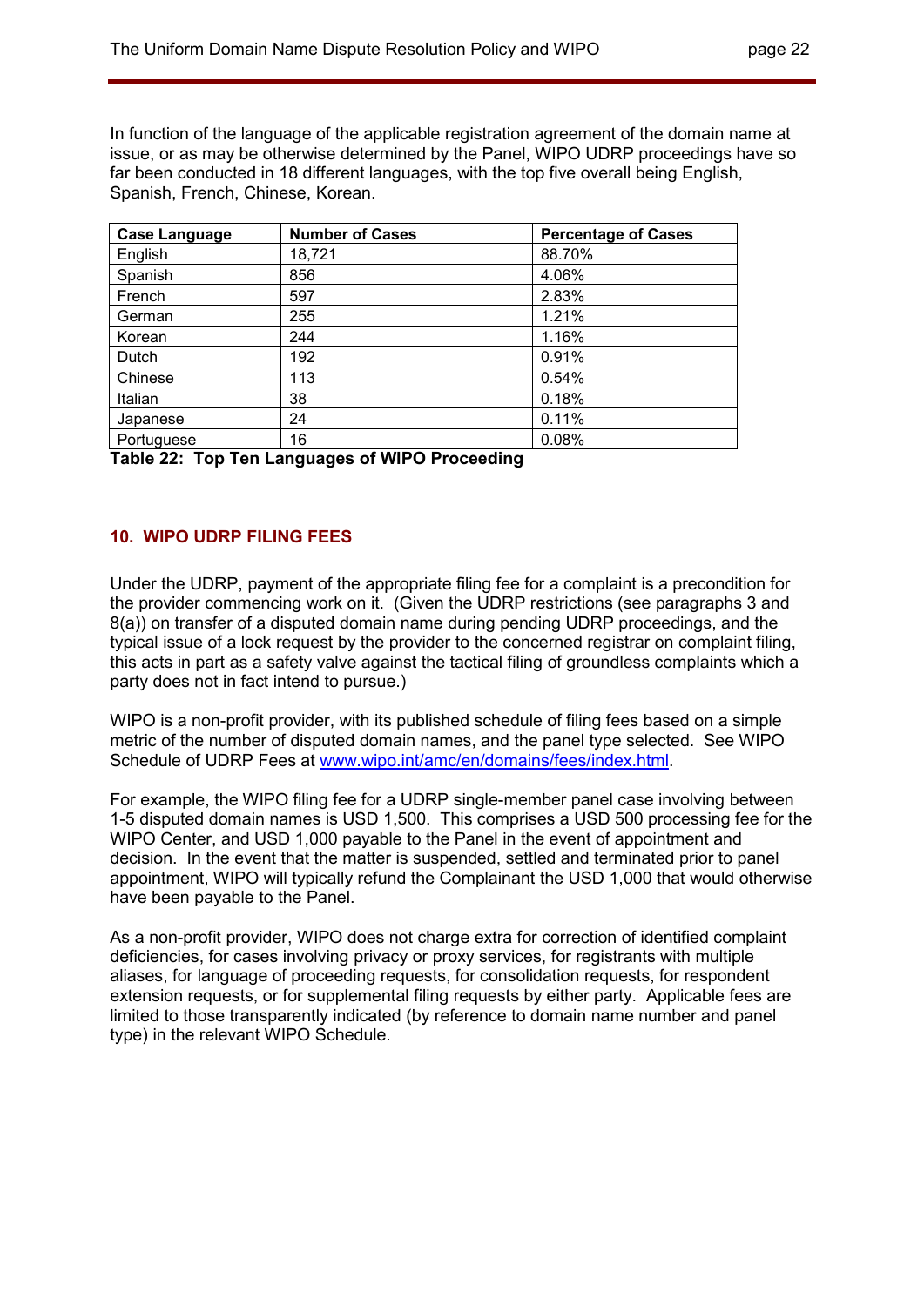In function of the language of the applicable registration agreement of the domain name at issue, or as may be otherwise determined by the Panel, WIPO UDRP proceedings have so far been conducted in 18 different languages, with the top five overall being English, Spanish, French, Chinese, Korean.

| Case Language | Number of Cases | Percentage of Cases |
|---|---|---|
| English | 18,721 | 88.70% |
| Spanish | 856 | 4.06% |
| French | 597 | 2.83% |
| German | 255 | 1.21% |
| Korean | 244 | 1.16% |
| Dutch | 192 | 0.91% |
| Chinese | 113 | 0.54% |
| Italian | 38 | 0.18% |
| Japanese | 24 | 0.11% |
| Portuguese | 16 | 0.08% |

**Table 22: Top Ten Languages of WIPO Proceeding**

## 10. WIPO UDRP FILING FEES

Under the UDRP, payment of the appropriate filing fee for a complaint is a precondition for the provider commencing work on it. (Given the UDRP restrictions (see paragraphs 3 and 8(a)) on transfer of a disputed domain name during pending UDRP proceedings, and the typical issue of a lock request by the provider to the concerned registrar on complaint filing, this acts in part as a safety valve against the tactical filing of groundless complaints which a party does not in fact intend to pursue.)

WIPO is a non-profit provider, with its published schedule of filing fees based on a simple metric of the number of disputed domain names, and the panel type selected. See WIPO Schedule of UDRP Fees at [www.wipo.int/amc/en/domains/fees/index.html](http://www.wipo.int/amc/en/domains/fees/index.html).

For example, the WIPO filing fee for a UDRP single-member panel case involving between 1-5 disputed domain names is USD 1,500. This comprises a USD 500 processing fee for the WIPO Center, and USD 1,000 payable to the Panel in the event of appointment and decision. In the event that the matter is suspended, settled and terminated prior to panel appointment, WIPO will typically refund the Complainant the USD 1,000 that would otherwise have been payable to the Panel.

As a non-profit provider, WIPO does not charge extra for correction of identified complaint deficiencies, for cases involving privacy or proxy services, for registrants with multiple aliases, for language of proceeding requests, for consolidation requests, for respondent extension requests, or for supplemental filing requests by either party. Applicable fees are limited to those transparently indicated (by reference to domain name number and panel type) in the relevant WIPO Schedule.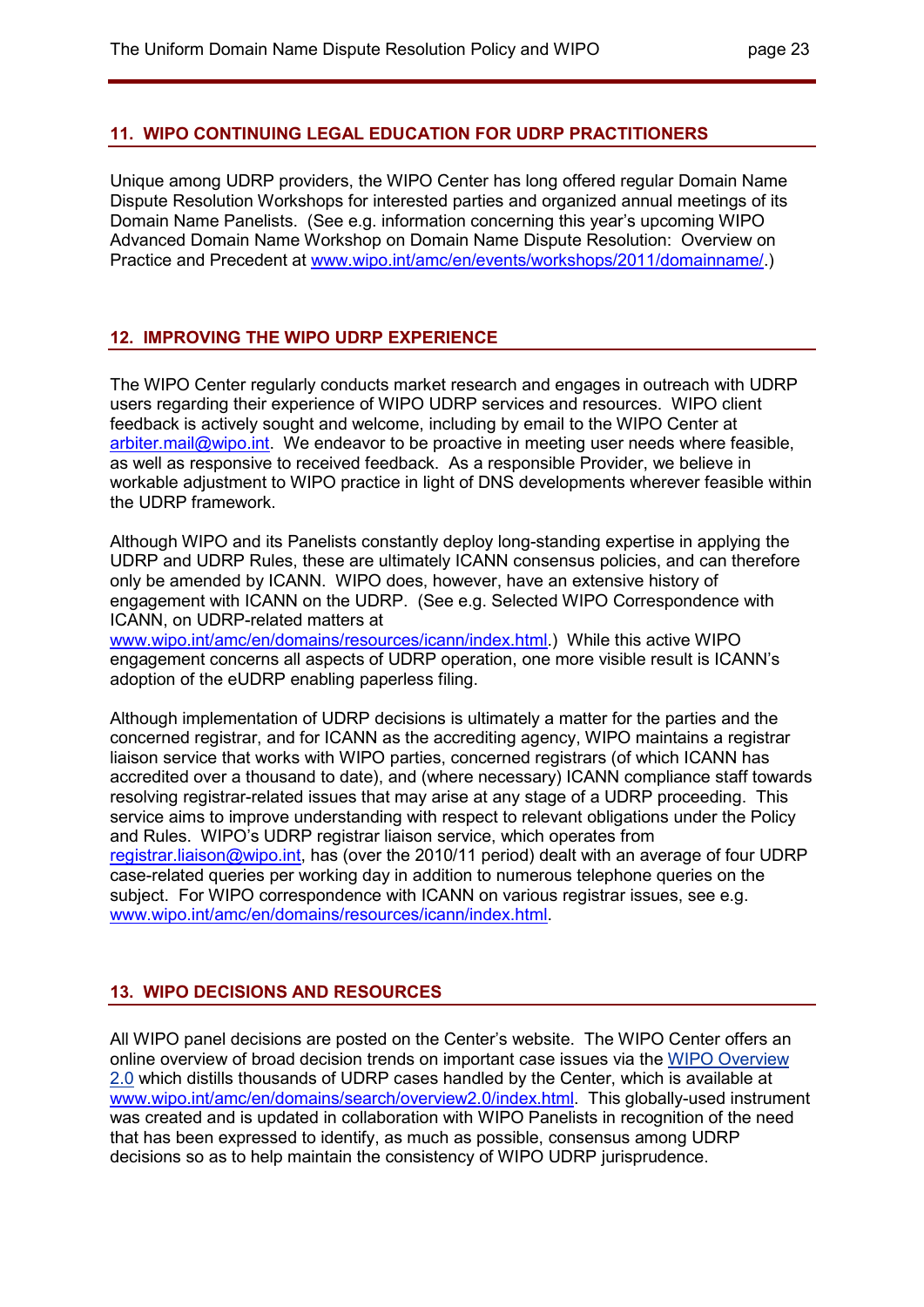## 11. WIPO CONTINUING LEGAL EDUCATION FOR UDRP PRACTITIONERS

Unique among UDRP providers, the WIPO Center has long offered regular Domain Name Dispute Resolution Workshops for interested parties and organized annual meetings of its Domain Name Panelists. (See e.g. information concerning this year's upcoming WIPO Advanced Domain Name Workshop on Domain Name Dispute Resolution: Overview on Practice and Precedent at www.wipo.int/amc/en/events/workshops/2011/domainname/.)

## 12. IMPROVING THE WIPO UDRP EXPERIENCE

The WIPO Center regularly conducts market research and engages in outreach with UDRP users regarding their experience of WIPO UDRP services and resources. WIPO client feedback is actively sought and welcome, including by email to the WIPO Center at arbiter.mail@wipo.int. We endeavor to be proactive in meeting user needs where feasible, as well as responsive to received feedback. As a responsible Provider, we believe in workable adjustment to WIPO practice in light of DNS developments wherever feasible within the UDRP framework.

Although WIPO and its Panelists constantly deploy long-standing expertise in applying the UDRP and UDRP Rules, these are ultimately ICANN consensus policies, and can therefore only be amended by ICANN. WIPO does, however, have an extensive history of engagement with ICANN on the UDRP. (See e.g. Selected WIPO Correspondence with ICANN, on UDRP-related matters at www.wipo.int/amc/en/domains/resources/icann/index.html.) While this active WIPO engagement concerns all aspects of UDRP operation, one more visible result is ICANN's adoption of the eUDRP enabling paperless filing.

Although implementation of UDRP decisions is ultimately a matter for the parties and the concerned registrar, and for ICANN as the accrediting agency, WIPO maintains a registrar liaison service that works with WIPO parties, concerned registrars (of which ICANN has accredited over a thousand to date), and (where necessary) ICANN compliance staff towards resolving registrar-related issues that may arise at any stage of a UDRP proceeding. This service aims to improve understanding with respect to relevant obligations under the Policy and Rules. WIPO's UDRP registrar liaison service, which operates from registrar.liaison@wipo.int, has (over the 2010/11 period) dealt with an average of four UDRP case-related queries per working day in addition to numerous telephone queries on the subject. For WIPO correspondence with ICANN on various registrar issues, see e.g. www.wipo.int/amc/en/domains/resources/icann/index.html.

## 13. WIPO DECISIONS AND RESOURCES

All WIPO panel decisions are posted on the Center's website. The WIPO Center offers an online overview of broad decision trends on important case issues via the WIPO Overview 2.0 which distills thousands of UDRP cases handled by the Center, which is available at www.wipo.int/amc/en/domains/search/overview2.0/index.html. This globally-used instrument was created and is updated in collaboration with WIPO Panelists in recognition of the need that has been expressed to identify, as much as possible, consensus among UDRP decisions so as to help maintain the consistency of WIPO UDRP jurisprudence.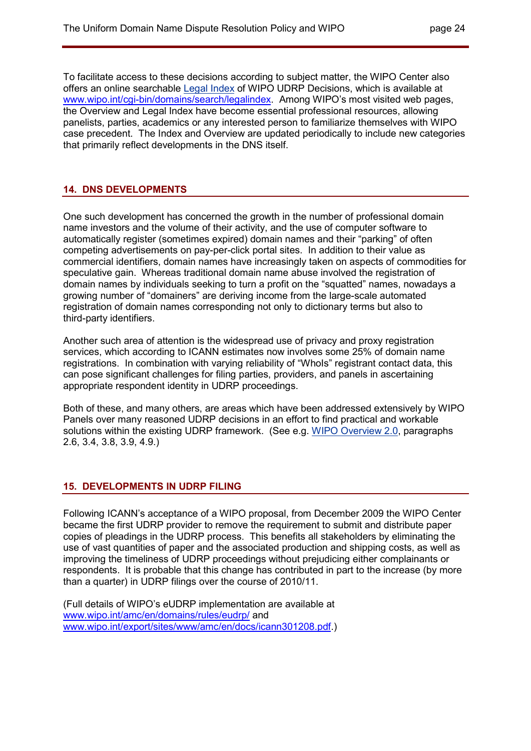To facilitate access to these decisions according to subject matter, the WIPO Center also offers an online searchable [Legal Index](www.wipo.int/cgi-bin/domains/search/legalindex) of WIPO UDRP Decisions, which is available at [www.wipo.int/cgi-bin/domains/search/legalindex](www.wipo.int/cgi-bin/domains/search/legalindex). Among WIPO's most visited web pages, the Overview and Legal Index have become essential professional resources, allowing panelists, parties, academics or any interested person to familiarize themselves with WIPO case precedent. The Index and Overview are updated periodically to include new categories that primarily reflect developments in the DNS itself.

## 14. DNS DEVELOPMENTS

One such development has concerned the growth in the number of professional domain name investors and the volume of their activity, and the use of computer software to automatically register (sometimes expired) domain names and their "parking" of often competing advertisements on pay-per-click portal sites. In addition to their value as commercial identifiers, domain names have increasingly taken on aspects of commodities for speculative gain. Whereas traditional domain name abuse involved the registration of domain names by individuals seeking to turn a profit on the "squatted" names, nowadays a growing number of "domainers" are deriving income from the large-scale automated registration of domain names corresponding not only to dictionary terms but also to third-party identifiers.

Another such area of attention is the widespread use of privacy and proxy registration services, which according to ICANN estimates now involves some 25% of domain name registrations. In combination with varying reliability of "WhoIs" registrant contact data, this can pose significant challenges for filing parties, providers, and panels in ascertaining appropriate respondent identity in UDRP proceedings.

Both of these, and many others, are areas which have been addressed extensively by WIPO Panels over many reasoned UDRP decisions in an effort to find practical and workable solutions within the existing UDRP framework. (See e.g. WIPO Overview 2.0, paragraphs 2.6, 3.4, 3.8, 3.9, 4.9.)

## 15. DEVELOPMENTS IN UDRP FILING

Following ICANN's acceptance of a WIPO proposal, from December 2009 the WIPO Center became the first UDRP provider to remove the requirement to submit and distribute paper copies of pleadings in the UDRP process. This benefits all stakeholders by eliminating the use of vast quantities of paper and the associated production and shipping costs, as well as improving the timeliness of UDRP proceedings without prejudicing either complainants or respondents. It is probable that this change has contributed in part to the increase (by more than a quarter) in UDRP filings over the course of 2010/11.

(Full details of WIPO's eUDRP implementation are available at [www.wipo.int/amc/en/domains/rules/eudrp/](www.wipo.int/amc/en/domains/rules/eudrp/) and [www.wipo.int/export/sites/www/amc/en/docs/icann301208.pdf](www.wipo.int/export/sites/www/amc/en/docs/icann301208.pdf).)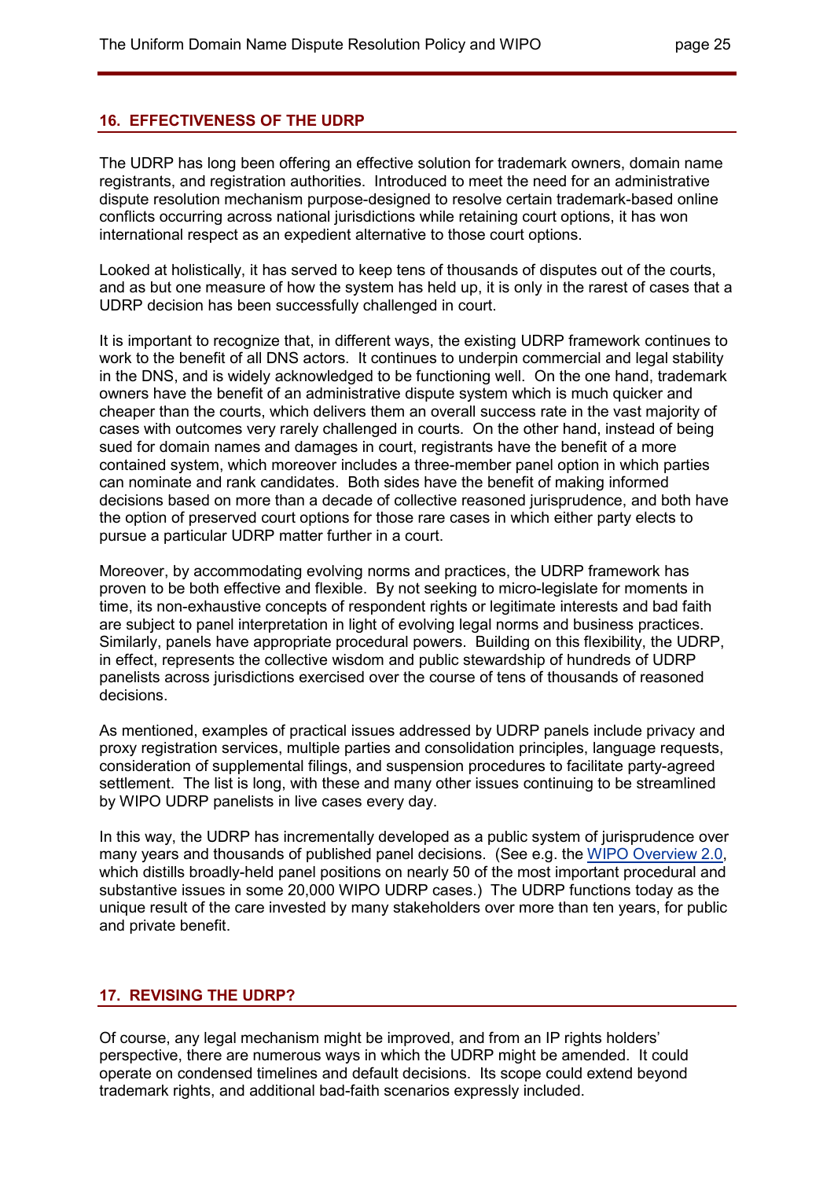## 16. EFFECTIVENESS OF THE UDRP

The UDRP has long been offering an effective solution for trademark owners, domain name registrants, and registration authorities. Introduced to meet the need for an administrative dispute resolution mechanism purpose-designed to resolve certain trademark-based online conflicts occurring across national jurisdictions while retaining court options, it has won international respect as an expedient alternative to those court options.

Looked at holistically, it has served to keep tens of thousands of disputes out of the courts, and as but one measure of how the system has held up, it is only in the rarest of cases that a UDRP decision has been successfully challenged in court.

It is important to recognize that, in different ways, the existing UDRP framework continues to work to the benefit of all DNS actors. It continues to underpin commercial and legal stability in the DNS, and is widely acknowledged to be functioning well. On the one hand, trademark owners have the benefit of an administrative dispute system which is much quicker and cheaper than the courts, which delivers them an overall success rate in the vast majority of cases with outcomes very rarely challenged in courts. On the other hand, instead of being sued for domain names and damages in court, registrants have the benefit of a more contained system, which moreover includes a three-member panel option in which parties can nominate and rank candidates. Both sides have the benefit of making informed decisions based on more than a decade of collective reasoned jurisprudence, and both have the option of preserved court options for those rare cases in which either party elects to pursue a particular UDRP matter further in a court.

Moreover, by accommodating evolving norms and practices, the UDRP framework has proven to be both effective and flexible. By not seeking to micro-legislate for moments in time, its non-exhaustive concepts of respondent rights or legitimate interests and bad faith are subject to panel interpretation in light of evolving legal norms and business practices. Similarly, panels have appropriate procedural powers. Building on this flexibility, the UDRP, in effect, represents the collective wisdom and public stewardship of hundreds of UDRP panelists across jurisdictions exercised over the course of tens of thousands of reasoned decisions.

As mentioned, examples of practical issues addressed by UDRP panels include privacy and proxy registration services, multiple parties and consolidation principles, language requests, consideration of supplemental filings, and suspension procedures to facilitate party-agreed settlement. The list is long, with these and many other issues continuing to be streamlined by WIPO UDRP panelists in live cases every day.

In this way, the UDRP has incrementally developed as a public system of jurisprudence over many years and thousands of published panel decisions. (See e.g. the WIPO Overview 2.0, which distills broadly-held panel positions on nearly 50 of the most important procedural and substantive issues in some 20,000 WIPO UDRP cases.) The UDRP functions today as the unique result of the care invested by many stakeholders over more than ten years, for public and private benefit.

## 17. REVISING THE UDRP?

Of course, any legal mechanism might be improved, and from an IP rights holders' perspective, there are numerous ways in which the UDRP might be amended. It could operate on condensed timelines and default decisions. Its scope could extend beyond trademark rights, and additional bad-faith scenarios expressly included.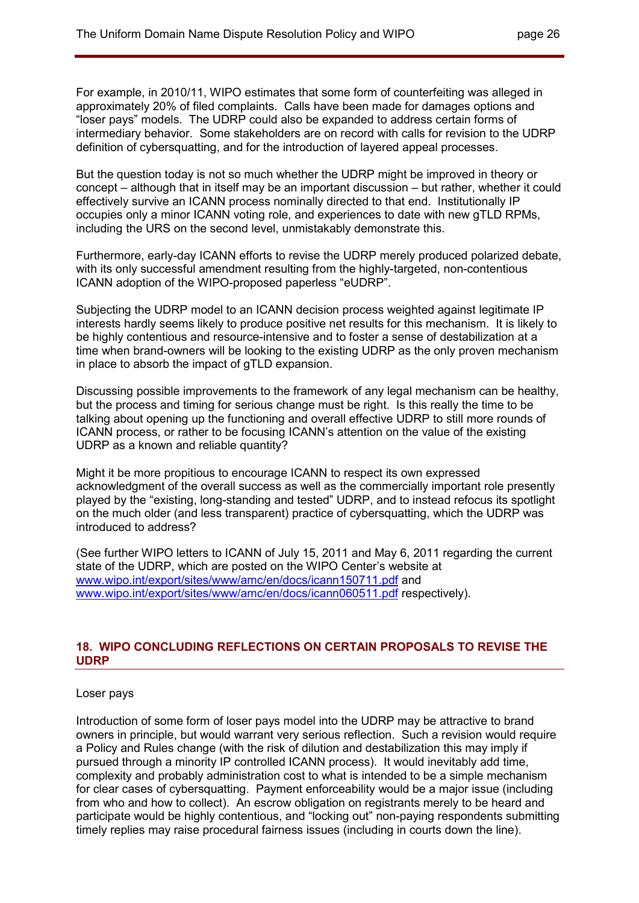For example, in 2010/11, WIPO estimates that some form of counterfeiting was alleged in approximately 20% of filed complaints. Calls have been made for damages options and "loser pays" models. The UDRP could also be expanded to address certain forms of intermediary behavior. Some stakeholders are on record with calls for revision to the UDRP definition of cybersquatting, and for the introduction of layered appeal processes.

But the question today is not so much whether the UDRP might be improved in theory or concept – although that in itself may be an important discussion – but rather, whether it could effectively survive an ICANN process nominally directed to that end. Institutionally IP occupies only a minor ICANN voting role, and experiences to date with new gTLD RPMs, including the URS on the second level, unmistakably demonstrate this.

Furthermore, early-day ICANN efforts to revise the UDRP merely produced polarized debate, with its only successful amendment resulting from the highly-targeted, non-contentious ICANN adoption of the WIPO-proposed paperless "eUDRP".

Subjecting the UDRP model to an ICANN decision process weighted against legitimate IP interests hardly seems likely to produce positive net results for this mechanism. It is likely to be highly contentious and resource-intensive and to foster a sense of destabilization at a time when brand-owners will be looking to the existing UDRP as the only proven mechanism in place to absorb the impact of gTLD expansion.

Discussing possible improvements to the framework of any legal mechanism can be healthy, but the process and timing for serious change must be right. Is this really the time to be talking about opening up the functioning and overall effective UDRP to still more rounds of ICANN process, or rather to be focusing ICANN's attention on the value of the existing UDRP as a known and reliable quantity?

Might it be more propitious to encourage ICANN to respect its own expressed acknowledgment of the overall success as well as the commercially important role presently played by the "existing, long-standing and tested" UDRP, and to instead refocus its spotlight on the much older (and less transparent) practice of cybersquatting, which the UDRP was introduced to address?

(See further WIPO letters to ICANN of July 15, 2011 and May 6, 2011 regarding the current state of the UDRP, which are posted on the WIPO Center's website at [www.wipo.int/export/sites/www/amc/en/docs/icann150711.pdf](http://www.wipo.int/export/sites/www/amc/en/docs/icann150711.pdf) and [www.wipo.int/export/sites/www/amc/en/docs/icann060511.pdf](http://www.wipo.int/export/sites/www/amc/en/docs/icann060511.pdf) respectively).

## 18. WIPO CONCLUDING REFLECTIONS ON CERTAIN PROPOSALS TO REVISE THE UDRP

Loser pays

Introduction of some form of loser pays model into the UDRP may be attractive to brand owners in principle, but would warrant very serious reflection. Such a revision would require a Policy and Rules change (with the risk of dilution and destabilization this may imply if pursued through a minority IP controlled ICANN process). It would inevitably add time, complexity and probably administration cost to what is intended to be a simple mechanism for clear cases of cybersquatting. Payment enforceability would be a major issue (including from who and how to collect). An escrow obligation on registrants merely to be heard and participate would be highly contentious, and "locking out" non-paying respondents submitting timely replies may raise procedural fairness issues (including in courts down the line).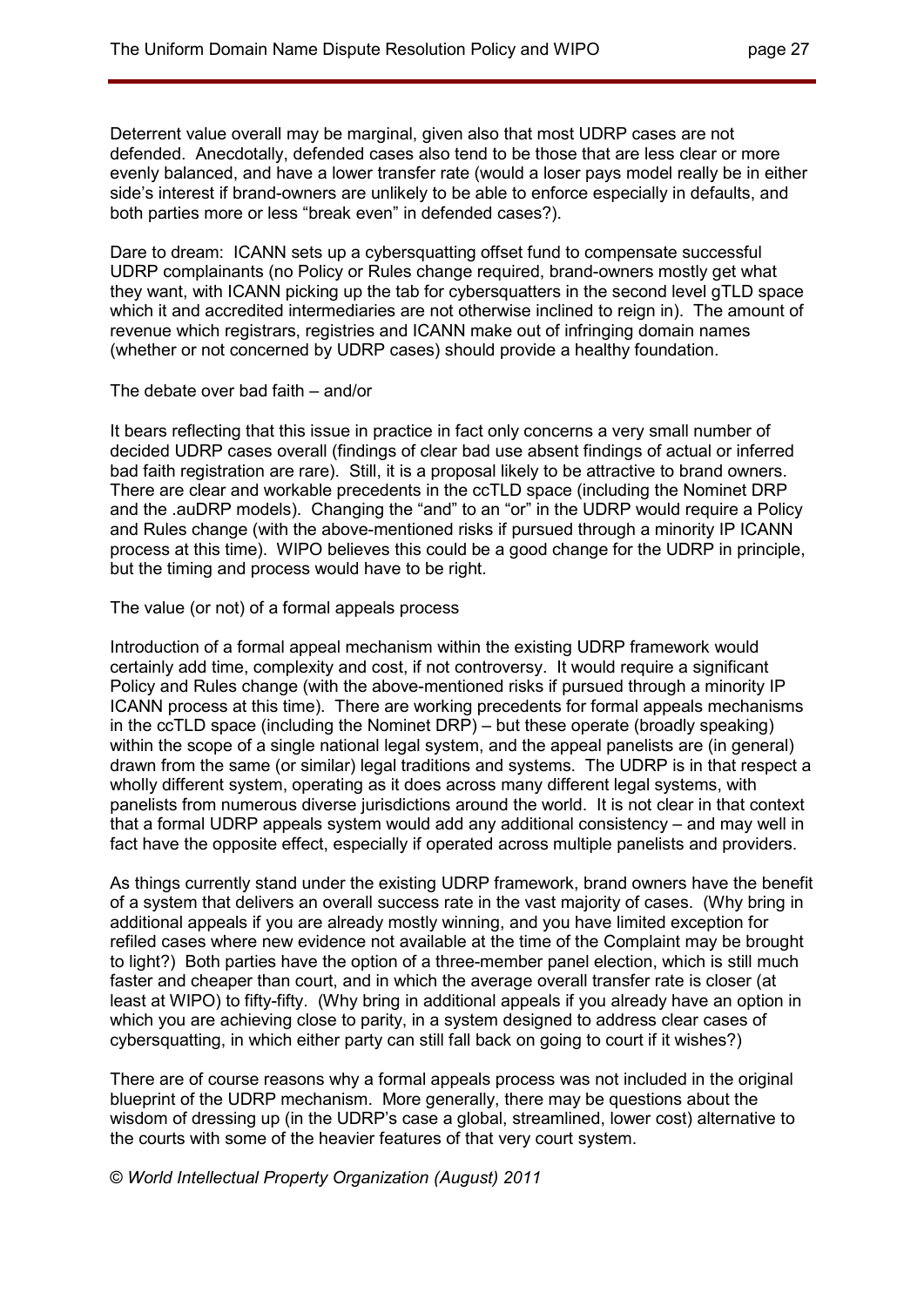Deterrent value overall may be marginal, given also that most UDRP cases are not defended. Anecdotally, defended cases also tend to be those that are less clear or more evenly balanced, and have a lower transfer rate (would a loser pays model really be in either side's interest if brand-owners are unlikely to be able to enforce especially in defaults, and both parties more or less "break even" in defended cases?).

Dare to dream: ICANN sets up a cybersquatting offset fund to compensate successful UDRP complainants (no Policy or Rules change required, brand-owners mostly get what they want, with ICANN picking up the tab for cybersquatters in the second level gTLD space which it and accredited intermediaries are not otherwise inclined to reign in). The amount of revenue which registrars, registries and ICANN make out of infringing domain names (whether or not concerned by UDRP cases) should provide a healthy foundation.

The debate over bad faith – and/or

It bears reflecting that this issue in practice in fact only concerns a very small number of decided UDRP cases overall (findings of clear bad use absent findings of actual or inferred bad faith registration are rare). Still, it is a proposal likely to be attractive to brand owners. There are clear and workable precedents in the ccTLD space (including the Nominet DRP and the .auDRP models). Changing the "and" to an "or" in the UDRP would require a Policy and Rules change (with the above-mentioned risks if pursued through a minority IP ICANN process at this time). WIPO believes this could be a good change for the UDRP in principle, but the timing and process would have to be right.

The value (or not) of a formal appeals process

Introduction of a formal appeal mechanism within the existing UDRP framework would certainly add time, complexity and cost, if not controversy. It would require a significant Policy and Rules change (with the above-mentioned risks if pursued through a minority IP ICANN process at this time). There are working precedents for formal appeals mechanisms in the ccTLD space (including the Nominet DRP) – but these operate (broadly speaking) within the scope of a single national legal system, and the appeal panelists are (in general) drawn from the same (or similar) legal traditions and systems. The UDRP is in that respect a wholly different system, operating as it does across many different legal systems, with panelists from numerous diverse jurisdictions around the world. It is not clear in that context that a formal UDRP appeals system would add any additional consistency – and may well in fact have the opposite effect, especially if operated across multiple panelists and providers.

As things currently stand under the existing UDRP framework, brand owners have the benefit of a system that delivers an overall success rate in the vast majority of cases. (Why bring in additional appeals if you are already mostly winning, and you have limited exception for refiled cases where new evidence not available at the time of the Complaint may be brought to light?) Both parties have the option of a three-member panel election, which is still much faster and cheaper than court, and in which the average overall transfer rate is closer (at least at WIPO) to fifty-fifty. (Why bring in additional appeals if you already have an option in which you are achieving close to parity, in a system designed to address clear cases of cybersquatting, in which either party can still fall back on going to court if it wishes?)

There are of course reasons why a formal appeals process was not included in the original blueprint of the UDRP mechanism. More generally, there may be questions about the wisdom of dressing up (in the UDRP's case a global, streamlined, lower cost) alternative to the courts with some of the heavier features of that very court system.